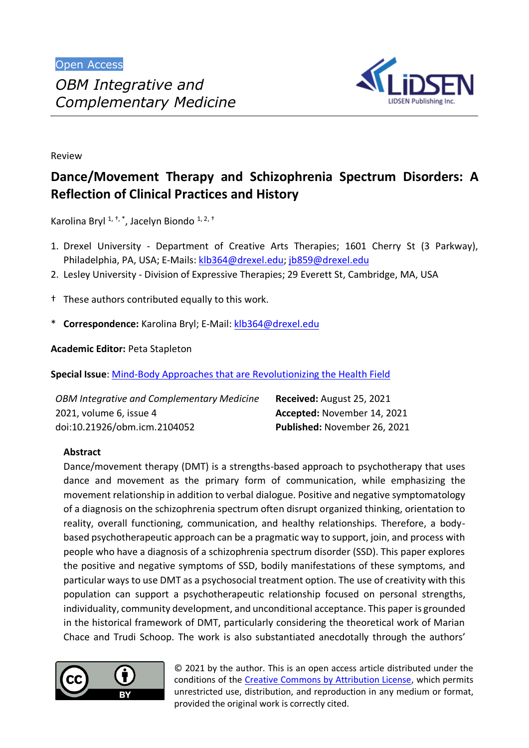Open Access

*OBM Integrative and Complementary Medicine*

Review

# Dance/Movement Therapy and Schizophrenia Spectrum Disorders: A Reflection of Clinical Practices and History

Karolina Bryl [1, †, *], Jacelyn Biondo [1, 2, †]

1. Drexel University - Department of Creative Arts Therapies; 1601 Cherry St (3 Parkway), Philadelphia, PA, USA; E-Mails: klb364@drexel.edu; jb859@drexel.edu
2. Lesley University - Division of Expressive Therapies; 29 Everett St, Cambridge, MA, USA

† These authors contributed equally to this work.

* **Correspondence:** Karolina Bryl; E-Mail: klb364@drexel.edu

**Academic Editor:** Peta Stapleton

**Special Issue**: Mind-Body Approaches that are Revolutionizing the Health Field

*OBM Integrative and Complementary Medicine*
2021, volume 6, issue 4
doi:10.21926/obm.icm.2104052

**Received:** August 25, 2021
**Accepted:** November 14, 2021
**Published:** November 26, 2021

## Abstract

Dance/movement therapy (DMT) is a strengths-based approach to psychotherapy that uses dance and movement as the primary form of communication, while emphasizing the movement relationship in addition to verbal dialogue. Positive and negative symptomatology of a diagnosis on the schizophrenia spectrum often disrupt organized thinking, orientation to reality, overall functioning, communication, and healthy relationships. Therefore, a body-based psychotherapeutic approach can be a pragmatic way to support, join, and process with people who have a diagnosis of a schizophrenia spectrum disorder (SSD). This paper explores the positive and negative symptoms of SSD, bodily manifestations of these symptoms, and particular ways to use DMT as a psychosocial treatment option. The use of creativity with this population can support a psychotherapeutic relationship focused on personal strengths, individuality, community development, and unconditional acceptance. This paper is grounded in the historical framework of DMT, particularly considering the theoretical work of Marian Chace and Trudi Schoop. The work is also substantiated anecdotally through the authors'

© 2021 by the author. This is an open access article distributed under the conditions of the Creative Commons by Attribution License, which permits unrestricted use, distribution, and reproduction in any medium or format, provided the original work is correctly cited.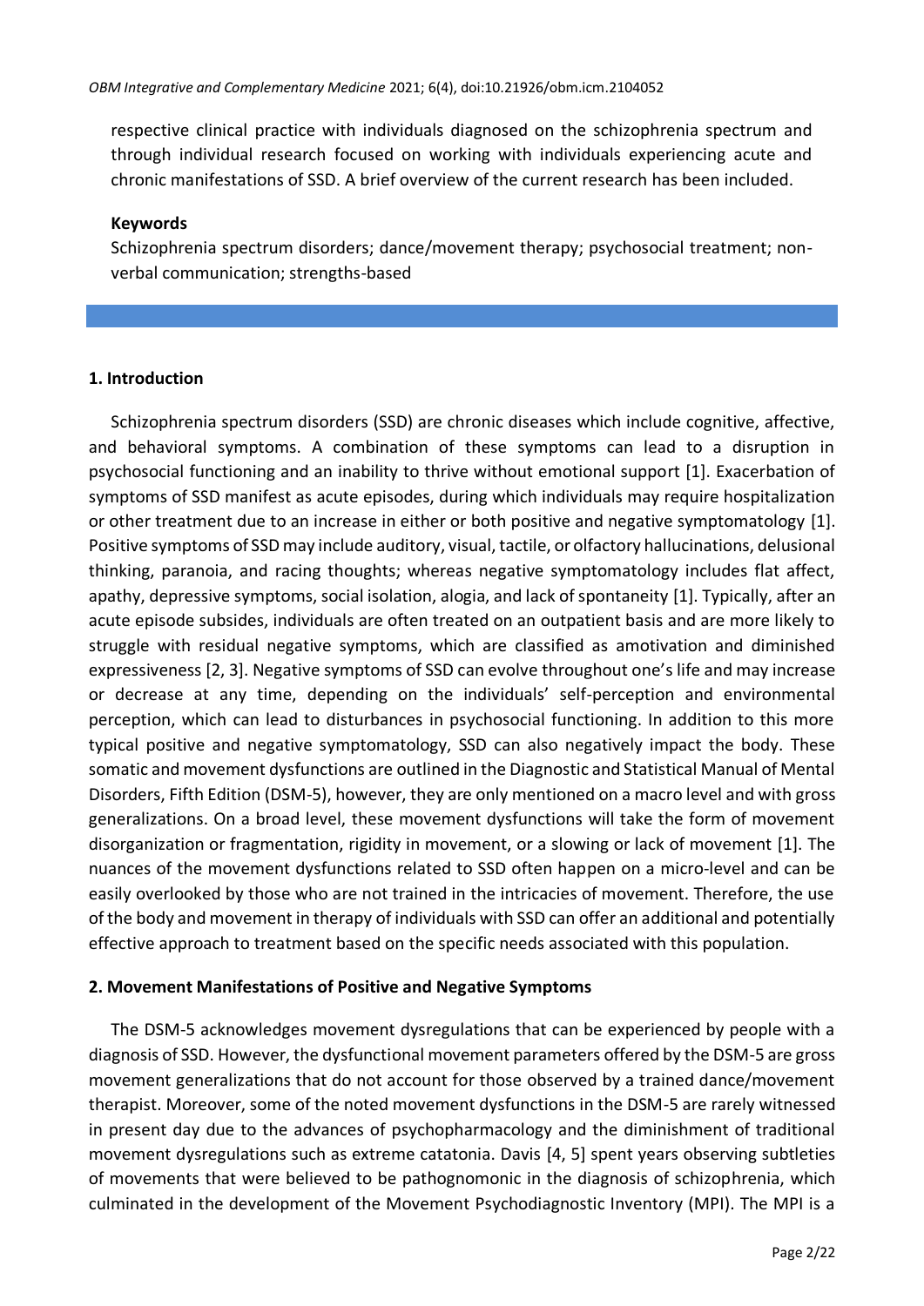respective clinical practice with individuals diagnosed on the schizophrenia spectrum and through individual research focused on working with individuals experiencing acute and chronic manifestations of SSD. A brief overview of the current research has been included.

**Keywords**

Schizophrenia spectrum disorders; dance/movement therapy; psychosocial treatment; non-verbal communication; strengths-based

## 1. Introduction

Schizophrenia spectrum disorders (SSD) are chronic diseases which include cognitive, affective, and behavioral symptoms. A combination of these symptoms can lead to a disruption in psychosocial functioning and an inability to thrive without emotional support [1]. Exacerbation of symptoms of SSD manifest as acute episodes, during which individuals may require hospitalization or other treatment due to an increase in either or both positive and negative symptomatology [1]. Positive symptoms of SSD may include auditory, visual, tactile, or olfactory hallucinations, delusional thinking, paranoia, and racing thoughts; whereas negative symptomatology includes flat affect, apathy, depressive symptoms, social isolation, alogia, and lack of spontaneity [1]. Typically, after an acute episode subsides, individuals are often treated on an outpatient basis and are more likely to struggle with residual negative symptoms, which are classified as amotivation and diminished expressiveness [2, 3]. Negative symptoms of SSD can evolve throughout one's life and may increase or decrease at any time, depending on the individuals' self-perception and environmental perception, which can lead to disturbances in psychosocial functioning. In addition to this more typical positive and negative symptomatology, SSD can also negatively impact the body. These somatic and movement dysfunctions are outlined in the Diagnostic and Statistical Manual of Mental Disorders, Fifth Edition (DSM-5), however, they are only mentioned on a macro level and with gross generalizations. On a broad level, these movement dysfunctions will take the form of movement disorganization or fragmentation, rigidity in movement, or a slowing or lack of movement [1]. The nuances of the movement dysfunctions related to SSD often happen on a micro-level and can be easily overlooked by those who are not trained in the intricacies of movement. Therefore, the use of the body and movement in therapy of individuals with SSD can offer an additional and potentially effective approach to treatment based on the specific needs associated with this population.

## 2. Movement Manifestations of Positive and Negative Symptoms

The DSM-5 acknowledges movement dysregulations that can be experienced by people with a diagnosis of SSD. However, the dysfunctional movement parameters offered by the DSM-5 are gross movement generalizations that do not account for those observed by a trained dance/movement therapist. Moreover, some of the noted movement dysfunctions in the DSM-5 are rarely witnessed in present day due to the advances of psychopharmacology and the diminishment of traditional movement dysregulations such as extreme catatonia. Davis [4, 5] spent years observing subtleties of movements that were believed to be pathognomonic in the diagnosis of schizophrenia, which culminated in the development of the Movement Psychodiagnostic Inventory (MPI). The MPI is a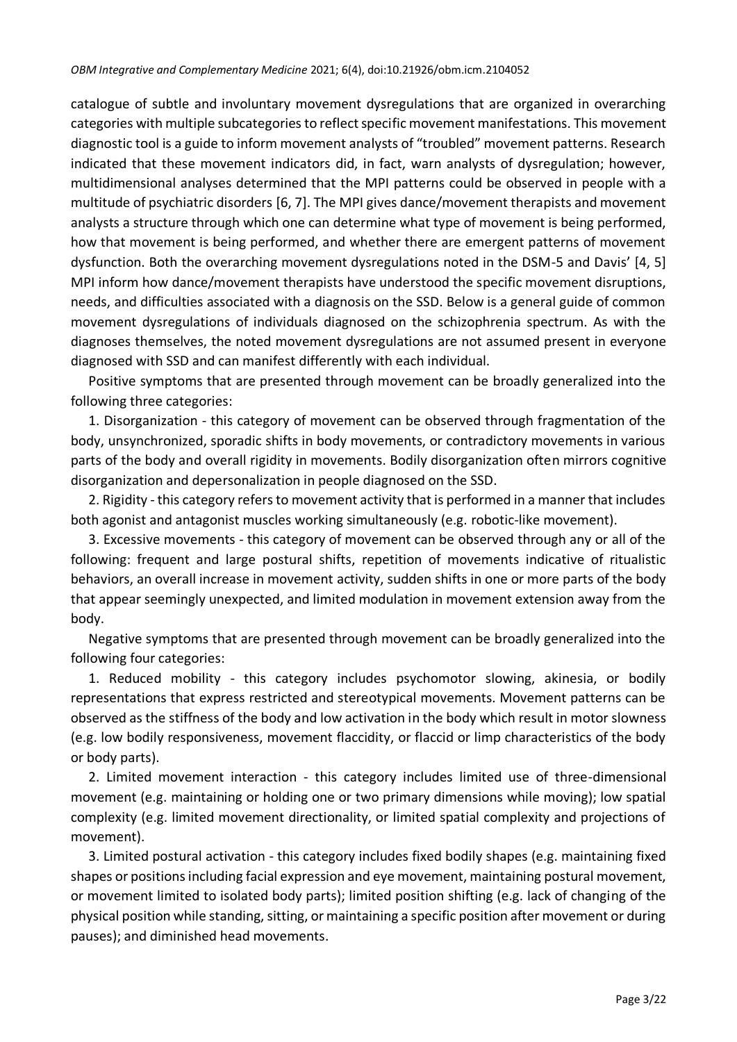catalogue of subtle and involuntary movement dysregulations that are organized in overarching categories with multiple subcategories to reflect specific movement manifestations. This movement diagnostic tool is a guide to inform movement analysts of "troubled" movement patterns. Research indicated that these movement indicators did, in fact, warn analysts of dysregulation; however, multidimensional analyses determined that the MPI patterns could be observed in people with a multitude of psychiatric disorders [6, 7]. The MPI gives dance/movement therapists and movement analysts a structure through which one can determine what type of movement is being performed, how that movement is being performed, and whether there are emergent patterns of movement dysfunction. Both the overarching movement dysregulations noted in the DSM-5 and Davis' [4, 5] MPI inform how dance/movement therapists have understood the specific movement disruptions, needs, and difficulties associated with a diagnosis on the SSD. Below is a general guide of common movement dysregulations of individuals diagnosed on the schizophrenia spectrum. As with the diagnoses themselves, the noted movement dysregulations are not assumed present in everyone diagnosed with SSD and can manifest differently with each individual.

Positive symptoms that are presented through movement can be broadly generalized into the following three categories:

1. Disorganization - this category of movement can be observed through fragmentation of the body, unsynchronized, sporadic shifts in body movements, or contradictory movements in various parts of the body and overall rigidity in movements. Bodily disorganization often mirrors cognitive disorganization and depersonalization in people diagnosed on the SSD.
2. Rigidity - this category refers to movement activity that is performed in a manner that includes both agonist and antagonist muscles working simultaneously (e.g. robotic-like movement).
3. Excessive movements - this category of movement can be observed through any or all of the following: frequent and large postural shifts, repetition of movements indicative of ritualistic behaviors, an overall increase in movement activity, sudden shifts in one or more parts of the body that appear seemingly unexpected, and limited modulation in movement extension away from the body.

Negative symptoms that are presented through movement can be broadly generalized into the following four categories:

1. Reduced mobility - this category includes psychomotor slowing, akinesia, or bodily representations that express restricted and stereotypical movements. Movement patterns can be observed as the stiffness of the body and low activation in the body which result in motor slowness (e.g. low bodily responsiveness, movement flaccidity, or flaccid or limp characteristics of the body or body parts).
2. Limited movement interaction - this category includes limited use of three-dimensional movement (e.g. maintaining or holding one or two primary dimensions while moving); low spatial complexity (e.g. limited movement directionality, or limited spatial complexity and projections of movement).
3. Limited postural activation - this category includes fixed bodily shapes (e.g. maintaining fixed shapes or positions including facial expression and eye movement, maintaining postural movement, or movement limited to isolated body parts); limited position shifting (e.g. lack of changing of the physical position while standing, sitting, or maintaining a specific position after movement or during pauses); and diminished head movements.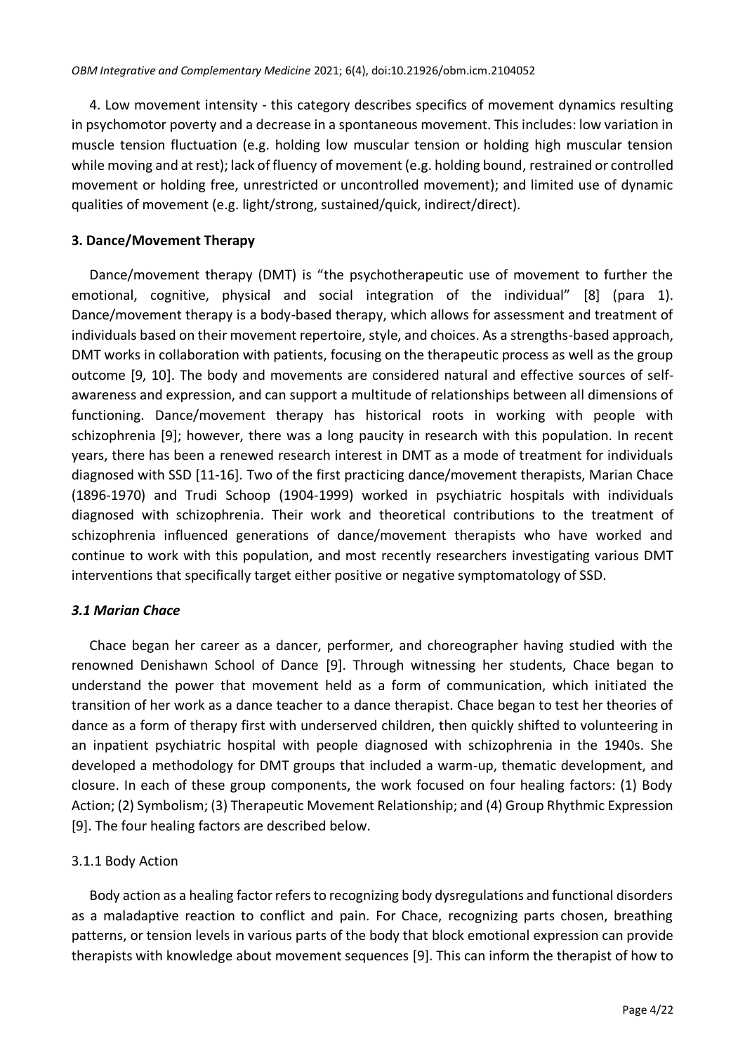4. Low movement intensity - this category describes specifics of movement dynamics resulting in psychomotor poverty and a decrease in a spontaneous movement. This includes: low variation in muscle tension fluctuation (e.g. holding low muscular tension or holding high muscular tension while moving and at rest); lack of fluency of movement (e.g. holding bound, restrained or controlled movement or holding free, unrestricted or uncontrolled movement); and limited use of dynamic qualities of movement (e.g. light/strong, sustained/quick, indirect/direct).

## 3. Dance/Movement Therapy

Dance/movement therapy (DMT) is "the psychotherapeutic use of movement to further the emotional, cognitive, physical and social integration of the individual" [8] (para 1). Dance/movement therapy is a body-based therapy, which allows for assessment and treatment of individuals based on their movement repertoire, style, and choices. As a strengths-based approach, DMT works in collaboration with patients, focusing on the therapeutic process as well as the group outcome [9, 10]. The body and movements are considered natural and effective sources of self-awareness and expression, and can support a multitude of relationships between all dimensions of functioning. Dance/movement therapy has historical roots in working with people with schizophrenia [9]; however, there was a long paucity in research with this population. In recent years, there has been a renewed research interest in DMT as a mode of treatment for individuals diagnosed with SSD [11-16]. Two of the first practicing dance/movement therapists, Marian Chace (1896-1970) and Trudi Schoop (1904-1999) worked in psychiatric hospitals with individuals diagnosed with schizophrenia. Their work and theoretical contributions to the treatment of schizophrenia influenced generations of dance/movement therapists who have worked and continue to work with this population, and most recently researchers investigating various DMT interventions that specifically target either positive or negative symptomatology of SSD.

### *3.1 Marian Chace*

Chace began her career as a dancer, performer, and choreographer having studied with the renowned Denishawn School of Dance [9]. Through witnessing her students, Chace began to understand the power that movement held as a form of communication, which initiated the transition of her work as a dance teacher to a dance therapist. Chace began to test her theories of dance as a form of therapy first with underserved children, then quickly shifted to volunteering in an inpatient psychiatric hospital with people diagnosed with schizophrenia in the 1940s. She developed a methodology for DMT groups that included a warm-up, thematic development, and closure. In each of these group components, the work focused on four healing factors: (1) Body Action; (2) Symbolism; (3) Therapeutic Movement Relationship; and (4) Group Rhythmic Expression [9]. The four healing factors are described below.

#### 3.1.1 Body Action

Body action as a healing factor refers to recognizing body dysregulations and functional disorders as a maladaptive reaction to conflict and pain. For Chace, recognizing parts chosen, breathing patterns, or tension levels in various parts of the body that block emotional expression can provide therapists with knowledge about movement sequences [9]. This can inform the therapist of how to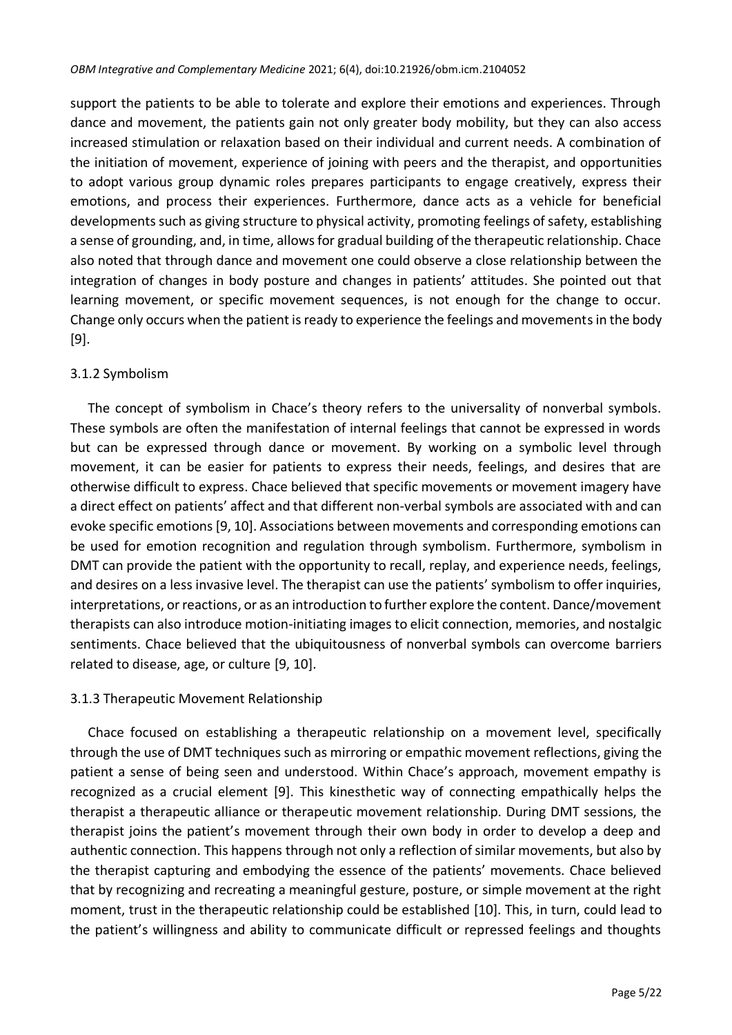support the patients to be able to tolerate and explore their emotions and experiences. Through dance and movement, the patients gain not only greater body mobility, but they can also access increased stimulation or relaxation based on their individual and current needs. A combination of the initiation of movement, experience of joining with peers and the therapist, and opportunities to adopt various group dynamic roles prepares participants to engage creatively, express their emotions, and process their experiences. Furthermore, dance acts as a vehicle for beneficial developments such as giving structure to physical activity, promoting feelings of safety, establishing a sense of grounding, and, in time, allows for gradual building of the therapeutic relationship. Chace also noted that through dance and movement one could observe a close relationship between the integration of changes in body posture and changes in patients' attitudes. She pointed out that learning movement, or specific movement sequences, is not enough for the change to occur. Change only occurs when the patient is ready to experience the feelings and movements in the body [9].

### 3.1.2 Symbolism

The concept of symbolism in Chace's theory refers to the universality of nonverbal symbols. These symbols are often the manifestation of internal feelings that cannot be expressed in words but can be expressed through dance or movement. By working on a symbolic level through movement, it can be easier for patients to express their needs, feelings, and desires that are otherwise difficult to express. Chace believed that specific movements or movement imagery have a direct effect on patients' affect and that different non-verbal symbols are associated with and can evoke specific emotions [9, 10]. Associations between movements and corresponding emotions can be used for emotion recognition and regulation through symbolism. Furthermore, symbolism in DMT can provide the patient with the opportunity to recall, replay, and experience needs, feelings, and desires on a less invasive level. The therapist can use the patients' symbolism to offer inquiries, interpretations, or reactions, or as an introduction to further explore the content. Dance/movement therapists can also introduce motion-initiating images to elicit connection, memories, and nostalgic sentiments. Chace believed that the ubiquitousness of nonverbal symbols can overcome barriers related to disease, age, or culture [9, 10].

### 3.1.3 Therapeutic Movement Relationship

Chace focused on establishing a therapeutic relationship on a movement level, specifically through the use of DMT techniques such as mirroring or empathic movement reflections, giving the patient a sense of being seen and understood. Within Chace's approach, movement empathy is recognized as a crucial element [9]. This kinesthetic way of connecting empathically helps the therapist a therapeutic alliance or therapeutic movement relationship. During DMT sessions, the therapist joins the patient's movement through their own body in order to develop a deep and authentic connection. This happens through not only a reflection of similar movements, but also by the therapist capturing and embodying the essence of the patients' movements. Chace believed that by recognizing and recreating a meaningful gesture, posture, or simple movement at the right moment, trust in the therapeutic relationship could be established [10]. This, in turn, could lead to the patient's willingness and ability to communicate difficult or repressed feelings and thoughts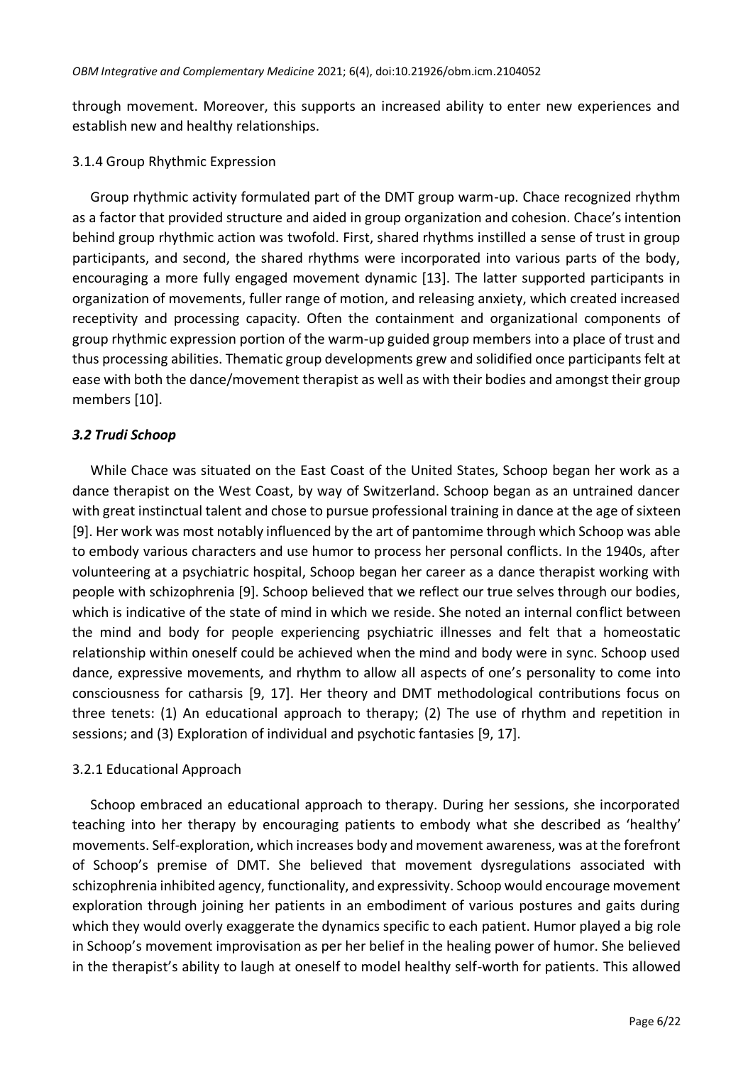through movement. Moreover, this supports an increased ability to enter new experiences and establish new and healthy relationships.

#### 3.1.4 Group Rhythmic Expression

Group rhythmic activity formulated part of the DMT group warm-up. Chace recognized rhythm as a factor that provided structure and aided in group organization and cohesion. Chace's intention behind group rhythmic action was twofold. First, shared rhythms instilled a sense of trust in group participants, and second, the shared rhythms were incorporated into various parts of the body, encouraging a more fully engaged movement dynamic [13]. The latter supported participants in organization of movements, fuller range of motion, and releasing anxiety, which created increased receptivity and processing capacity. Often the containment and organizational components of group rhythmic expression portion of the warm-up guided group members into a place of trust and thus processing abilities. Thematic group developments grew and solidified once participants felt at ease with both the dance/movement therapist as well as with their bodies and amongst their group members [10].

### *3.2 Trudi Schoop*

While Chace was situated on the East Coast of the United States, Schoop began her work as a dance therapist on the West Coast, by way of Switzerland. Schoop began as an untrained dancer with great instinctual talent and chose to pursue professional training in dance at the age of sixteen [9]. Her work was most notably influenced by the art of pantomime through which Schoop was able to embody various characters and use humor to process her personal conflicts. In the 1940s, after volunteering at a psychiatric hospital, Schoop began her career as a dance therapist working with people with schizophrenia [9]. Schoop believed that we reflect our true selves through our bodies, which is indicative of the state of mind in which we reside. She noted an internal conflict between the mind and body for people experiencing psychiatric illnesses and felt that a homeostatic relationship within oneself could be achieved when the mind and body were in sync. Schoop used dance, expressive movements, and rhythm to allow all aspects of one's personality to come into consciousness for catharsis [9, 17]. Her theory and DMT methodological contributions focus on three tenets: (1) An educational approach to therapy; (2) The use of rhythm and repetition in sessions; and (3) Exploration of individual and psychotic fantasies [9, 17].

#### 3.2.1 Educational Approach

Schoop embraced an educational approach to therapy. During her sessions, she incorporated teaching into her therapy by encouraging patients to embody what she described as 'healthy' movements. Self-exploration, which increases body and movement awareness, was at the forefront of Schoop's premise of DMT. She believed that movement dysregulations associated with schizophrenia inhibited agency, functionality, and expressivity. Schoop would encourage movement exploration through joining her patients in an embodiment of various postures and gaits during which they would overly exaggerate the dynamics specific to each patient. Humor played a big role in Schoop's movement improvisation as per her belief in the healing power of humor. She believed in the therapist's ability to laugh at oneself to model healthy self-worth for patients. This allowed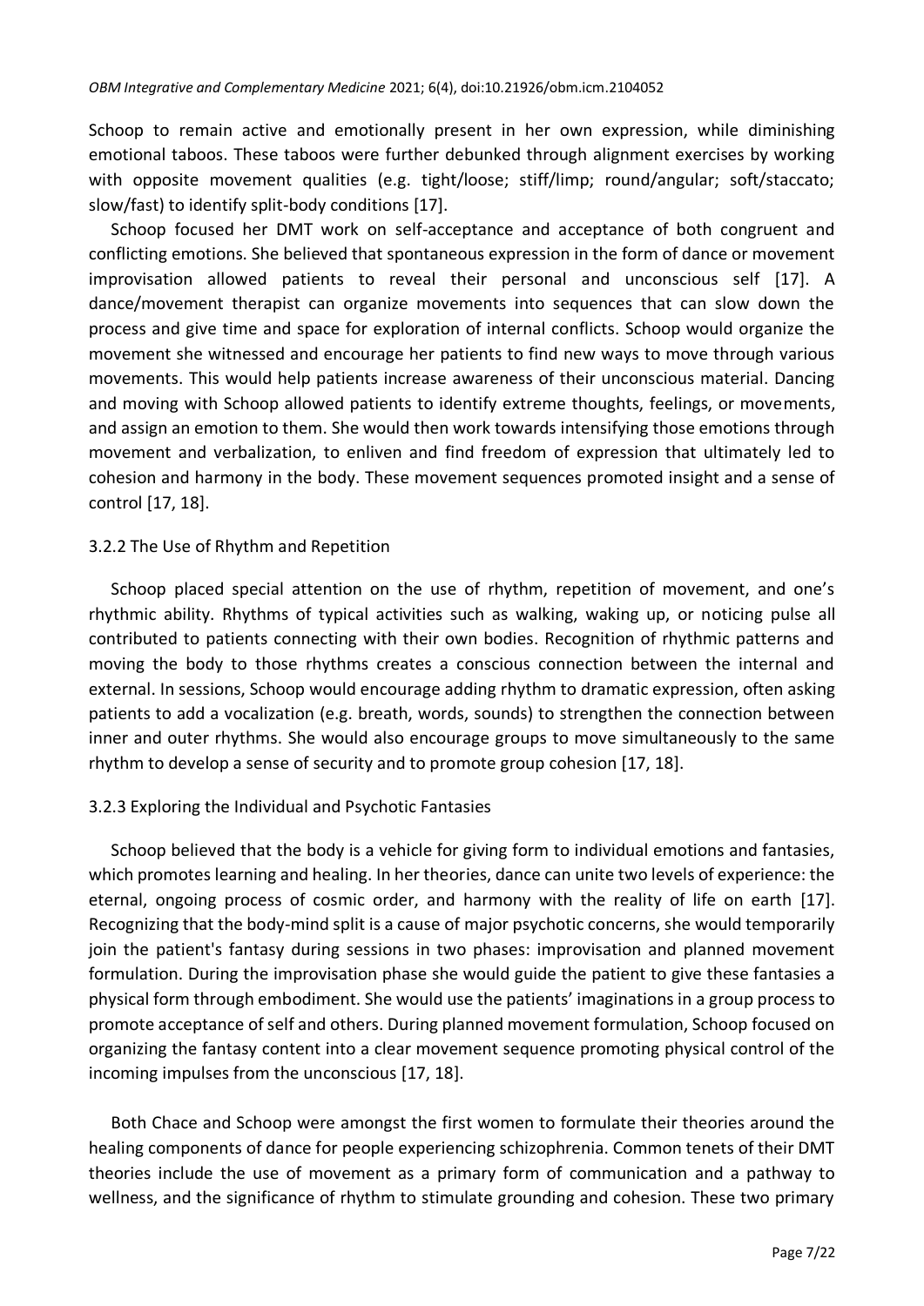Schoop to remain active and emotionally present in her own expression, while diminishing emotional taboos. These taboos were further debunked through alignment exercises by working with opposite movement qualities (e.g. tight/loose; stiff/limp; round/angular; soft/staccato; slow/fast) to identify split-body conditions [17].

Schoop focused her DMT work on self-acceptance and acceptance of both congruent and conflicting emotions. She believed that spontaneous expression in the form of dance or movement improvisation allowed patients to reveal their personal and unconscious self [17]. A dance/movement therapist can organize movements into sequences that can slow down the process and give time and space for exploration of internal conflicts. Schoop would organize the movement she witnessed and encourage her patients to find new ways to move through various movements. This would help patients increase awareness of their unconscious material. Dancing and moving with Schoop allowed patients to identify extreme thoughts, feelings, or movements, and assign an emotion to them. She would then work towards intensifying those emotions through movement and verbalization, to enliven and find freedom of expression that ultimately led to cohesion and harmony in the body. These movement sequences promoted insight and a sense of control [17, 18].

### 3.2.2 The Use of Rhythm and Repetition

Schoop placed special attention on the use of rhythm, repetition of movement, and one's rhythmic ability. Rhythms of typical activities such as walking, waking up, or noticing pulse all contributed to patients connecting with their own bodies. Recognition of rhythmic patterns and moving the body to those rhythms creates a conscious connection between the internal and external. In sessions, Schoop would encourage adding rhythm to dramatic expression, often asking patients to add a vocalization (e.g. breath, words, sounds) to strengthen the connection between inner and outer rhythms. She would also encourage groups to move simultaneously to the same rhythm to develop a sense of security and to promote group cohesion [17, 18].

### 3.2.3 Exploring the Individual and Psychotic Fantasies

Schoop believed that the body is a vehicle for giving form to individual emotions and fantasies, which promotes learning and healing. In her theories, dance can unite two levels of experience: the eternal, ongoing process of cosmic order, and harmony with the reality of life on earth [17]. Recognizing that the body-mind split is a cause of major psychotic concerns, she would temporarily join the patient's fantasy during sessions in two phases: improvisation and planned movement formulation. During the improvisation phase she would guide the patient to give these fantasies a physical form through embodiment. She would use the patients' imaginations in a group process to promote acceptance of self and others. During planned movement formulation, Schoop focused on organizing the fantasy content into a clear movement sequence promoting physical control of the incoming impulses from the unconscious [17, 18].

Both Chace and Schoop were amongst the first women to formulate their theories around the healing components of dance for people experiencing schizophrenia. Common tenets of their DMT theories include the use of movement as a primary form of communication and a pathway to wellness, and the significance of rhythm to stimulate grounding and cohesion. These two primary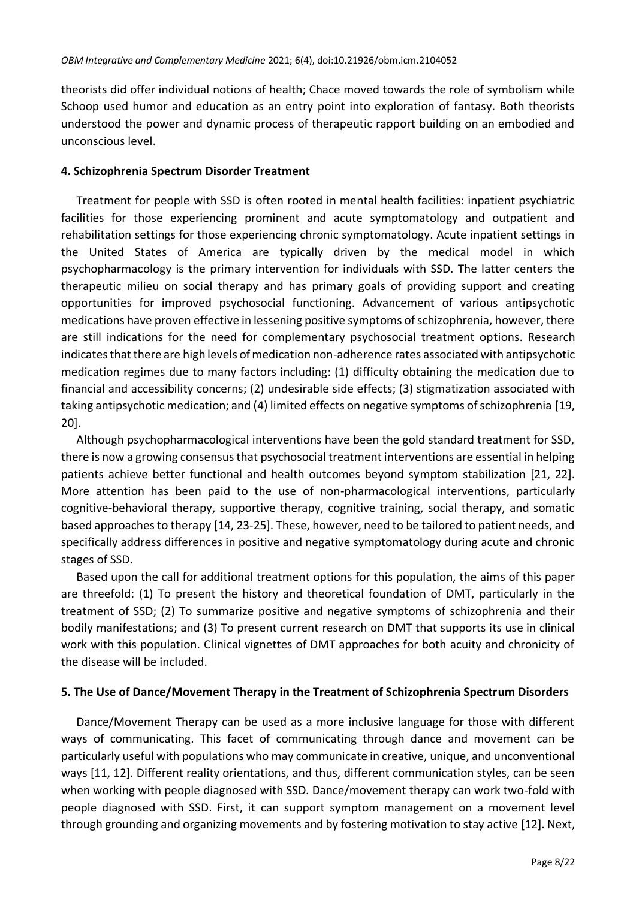theorists did offer individual notions of health; Chace moved towards the role of symbolism while Schoop used humor and education as an entry point into exploration of fantasy. Both theorists understood the power and dynamic process of therapeutic rapport building on an embodied and unconscious level.

## 4. Schizophrenia Spectrum Disorder Treatment

Treatment for people with SSD is often rooted in mental health facilities: inpatient psychiatric facilities for those experiencing prominent and acute symptomatology and outpatient and rehabilitation settings for those experiencing chronic symptomatology. Acute inpatient settings in the United States of America are typically driven by the medical model in which psychopharmacology is the primary intervention for individuals with SSD. The latter centers the therapeutic milieu on social therapy and has primary goals of providing support and creating opportunities for improved psychosocial functioning. Advancement of various antipsychotic medications have proven effective in lessening positive symptoms of schizophrenia, however, there are still indications for the need for complementary psychosocial treatment options. Research indicates that there are high levels of medication non-adherence rates associated with antipsychotic medication regimes due to many factors including: (1) difficulty obtaining the medication due to financial and accessibility concerns; (2) undesirable side effects; (3) stigmatization associated with taking antipsychotic medication; and (4) limited effects on negative symptoms of schizophrenia [19, 20].

Although psychopharmacological interventions have been the gold standard treatment for SSD, there is now a growing consensus that psychosocial treatment interventions are essential in helping patients achieve better functional and health outcomes beyond symptom stabilization [21, 22]. More attention has been paid to the use of non-pharmacological interventions, particularly cognitive-behavioral therapy, supportive therapy, cognitive training, social therapy, and somatic based approaches to therapy [14, 23-25]. These, however, need to be tailored to patient needs, and specifically address differences in positive and negative symptomatology during acute and chronic stages of SSD.

Based upon the call for additional treatment options for this population, the aims of this paper are threefold: (1) To present the history and theoretical foundation of DMT, particularly in the treatment of SSD; (2) To summarize positive and negative symptoms of schizophrenia and their bodily manifestations; and (3) To present current research on DMT that supports its use in clinical work with this population. Clinical vignettes of DMT approaches for both acuity and chronicity of the disease will be included.

## 5. The Use of Dance/Movement Therapy in the Treatment of Schizophrenia Spectrum Disorders

Dance/Movement Therapy can be used as a more inclusive language for those with different ways of communicating. This facet of communicating through dance and movement can be particularly useful with populations who may communicate in creative, unique, and unconventional ways [11, 12]. Different reality orientations, and thus, different communication styles, can be seen when working with people diagnosed with SSD. Dance/movement therapy can work two-fold with people diagnosed with SSD. First, it can support symptom management on a movement level through grounding and organizing movements and by fostering motivation to stay active [12]. Next,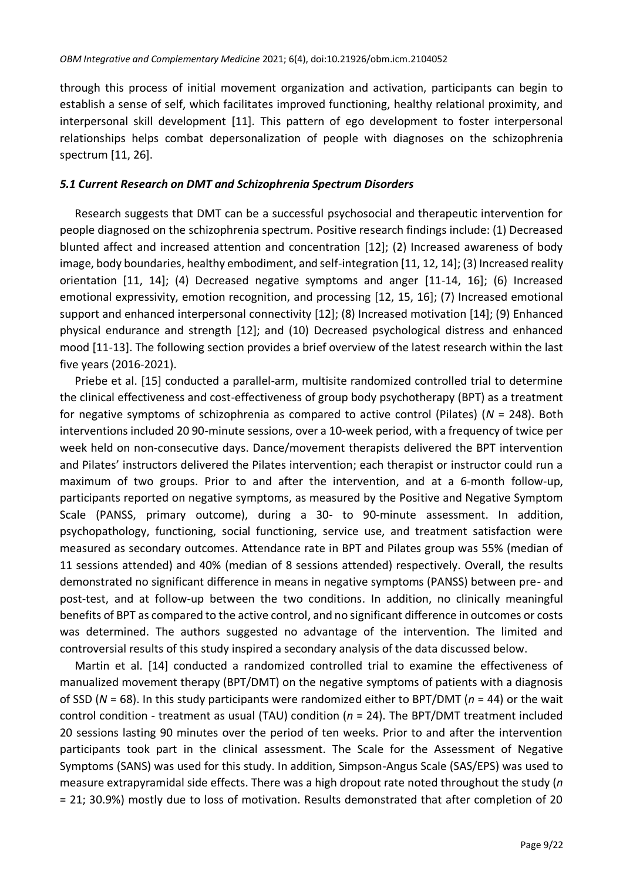through this process of initial movement organization and activation, participants can begin to establish a sense of self, which facilitates improved functioning, healthy relational proximity, and interpersonal skill development [11]. This pattern of ego development to foster interpersonal relationships helps combat depersonalization of people with diagnoses on the schizophrenia spectrum [11, 26].

### *5.1 Current Research on DMT and Schizophrenia Spectrum Disorders*

Research suggests that DMT can be a successful psychosocial and therapeutic intervention for people diagnosed on the schizophrenia spectrum. Positive research findings include: (1) Decreased blunted affect and increased attention and concentration [12]; (2) Increased awareness of body image, body boundaries, healthy embodiment, and self-integration [11, 12, 14]; (3) Increased reality orientation [11, 14]; (4) Decreased negative symptoms and anger [11-14, 16]; (6) Increased emotional expressivity, emotion recognition, and processing [12, 15, 16]; (7) Increased emotional support and enhanced interpersonal connectivity [12]; (8) Increased motivation [14]; (9) Enhanced physical endurance and strength [12]; and (10) Decreased psychological distress and enhanced mood [11-13]. The following section provides a brief overview of the latest research within the last five years (2016-2021).

Priebe et al. [15] conducted a parallel-arm, multisite randomized controlled trial to determine the clinical effectiveness and cost-effectiveness of group body psychotherapy (BPT) as a treatment for negative symptoms of schizophrenia as compared to active control (Pilates) (*N* = 248). Both interventions included 20 90-minute sessions, over a 10-week period, with a frequency of twice per week held on non-consecutive days. Dance/movement therapists delivered the BPT intervention and Pilates' instructors delivered the Pilates intervention; each therapist or instructor could run a maximum of two groups. Prior to and after the intervention, and at a 6-month follow-up, participants reported on negative symptoms, as measured by the Positive and Negative Symptom Scale (PANSS, primary outcome), during a 30- to 90-minute assessment. In addition, psychopathology, functioning, social functioning, service use, and treatment satisfaction were measured as secondary outcomes. Attendance rate in BPT and Pilates group was 55% (median of 11 sessions attended) and 40% (median of 8 sessions attended) respectively. Overall, the results demonstrated no significant difference in means in negative symptoms (PANSS) between pre- and post-test, and at follow-up between the two conditions. In addition, no clinically meaningful benefits of BPT as compared to the active control, and no significant difference in outcomes or costs was determined. The authors suggested no advantage of the intervention. The limited and controversial results of this study inspired a secondary analysis of the data discussed below.

Martin et al. [14] conducted a randomized controlled trial to examine the effectiveness of manualized movement therapy (BPT/DMT) on the negative symptoms of patients with a diagnosis of SSD (*N* = 68). In this study participants were randomized either to BPT/DMT (*n* = 44) or the wait control condition - treatment as usual (TAU) condition (*n* = 24). The BPT/DMT treatment included 20 sessions lasting 90 minutes over the period of ten weeks. Prior to and after the intervention participants took part in the clinical assessment. The Scale for the Assessment of Negative Symptoms (SANS) was used for this study. In addition, Simpson-Angus Scale (SAS/EPS) was used to measure extrapyramidal side effects. There was a high dropout rate noted throughout the study (*n* = 21; 30.9%) mostly due to loss of motivation. Results demonstrated that after completion of 20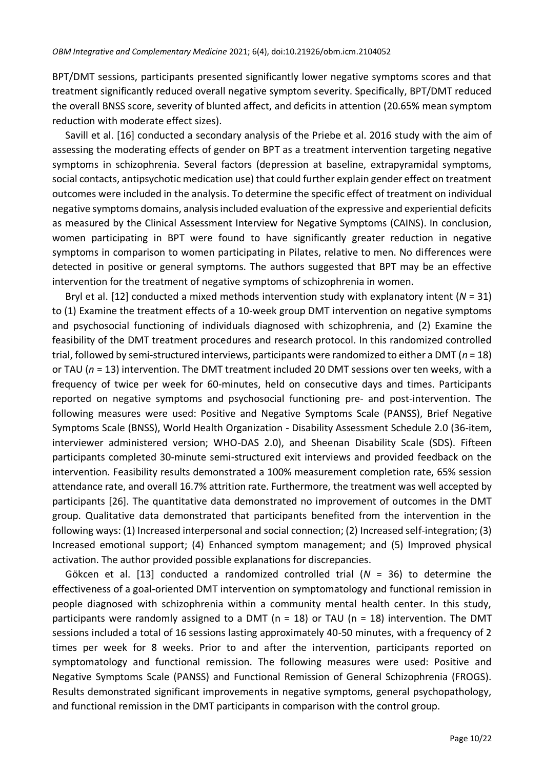BPT/DMT sessions, participants presented significantly lower negative symptoms scores and that treatment significantly reduced overall negative symptom severity. Specifically, BPT/DMT reduced the overall BNSS score, severity of blunted affect, and deficits in attention (20.65% mean symptom reduction with moderate effect sizes).

Savill et al. [16] conducted a secondary analysis of the Priebe et al. 2016 study with the aim of assessing the moderating effects of gender on BPT as a treatment intervention targeting negative symptoms in schizophrenia. Several factors (depression at baseline, extrapyramidal symptoms, social contacts, antipsychotic medication use) that could further explain gender effect on treatment outcomes were included in the analysis. To determine the specific effect of treatment on individual negative symptoms domains, analysis included evaluation of the expressive and experiential deficits as measured by the Clinical Assessment Interview for Negative Symptoms (CAINS). In conclusion, women participating in BPT were found to have significantly greater reduction in negative symptoms in comparison to women participating in Pilates, relative to men. No differences were detected in positive or general symptoms. The authors suggested that BPT may be an effective intervention for the treatment of negative symptoms of schizophrenia in women.

Bryl et al. [12] conducted a mixed methods intervention study with explanatory intent (*N* = 31) to (1) Examine the treatment effects of a 10-week group DMT intervention on negative symptoms and psychosocial functioning of individuals diagnosed with schizophrenia, and (2) Examine the feasibility of the DMT treatment procedures and research protocol. In this randomized controlled trial, followed by semi-structured interviews, participants were randomized to either a DMT (*n* = 18) or TAU (*n* = 13) intervention. The DMT treatment included 20 DMT sessions over ten weeks, with a frequency of twice per week for 60-minutes, held on consecutive days and times. Participants reported on negative symptoms and psychosocial functioning pre- and post-intervention. The following measures were used: Positive and Negative Symptoms Scale (PANSS), Brief Negative Symptoms Scale (BNSS), World Health Organization - Disability Assessment Schedule 2.0 (36-item, interviewer administered version; WHO-DAS 2.0), and Sheenan Disability Scale (SDS). Fifteen participants completed 30-minute semi-structured exit interviews and provided feedback on the intervention. Feasibility results demonstrated a 100% measurement completion rate, 65% session attendance rate, and overall 16.7% attrition rate. Furthermore, the treatment was well accepted by participants [26]. The quantitative data demonstrated no improvement of outcomes in the DMT group. Qualitative data demonstrated that participants benefited from the intervention in the following ways: (1) Increased interpersonal and social connection; (2) Increased self-integration; (3) Increased emotional support; (4) Enhanced symptom management; and (5) Improved physical activation. The author provided possible explanations for discrepancies.

Gökcen et al. [13] conducted a randomized controlled trial (*N* = 36) to determine the effectiveness of a goal-oriented DMT intervention on symptomatology and functional remission in people diagnosed with schizophrenia within a community mental health center. In this study, participants were randomly assigned to a DMT (n = 18) or TAU (n = 18) intervention. The DMT sessions included a total of 16 sessions lasting approximately 40-50 minutes, with a frequency of 2 times per week for 8 weeks. Prior to and after the intervention, participants reported on symptomatology and functional remission. The following measures were used: Positive and Negative Symptoms Scale (PANSS) and Functional Remission of General Schizophrenia (FROGS). Results demonstrated significant improvements in negative symptoms, general psychopathology, and functional remission in the DMT participants in comparison with the control group.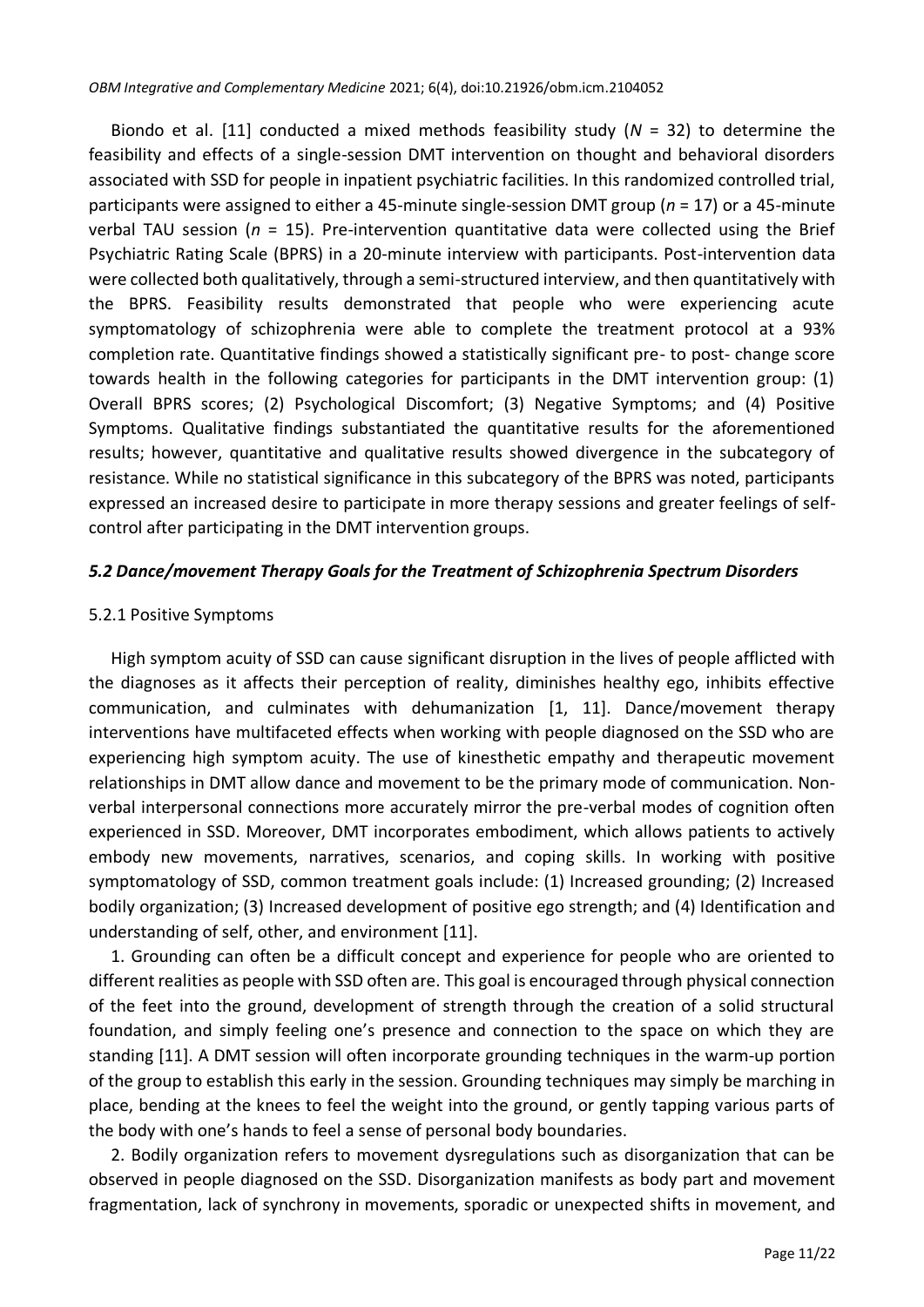Biondo et al. [11] conducted a mixed methods feasibility study ($N$ = 32) to determine the feasibility and effects of a single-session DMT intervention on thought and behavioral disorders associated with SSD for people in inpatient psychiatric facilities. In this randomized controlled trial, participants were assigned to either a 45-minute single-session DMT group ($n$ = 17) or a 45-minute verbal TAU session ($n$ = 15). Pre-intervention quantitative data were collected using the Brief Psychiatric Rating Scale (BPRS) in a 20-minute interview with participants. Post-intervention data were collected both qualitatively, through a semi-structured interview, and then quantitatively with the BPRS. Feasibility results demonstrated that people who were experiencing acute symptomatology of schizophrenia were able to complete the treatment protocol at a 93% completion rate. Quantitative findings showed a statistically significant pre- to post- change score towards health in the following categories for participants in the DMT intervention group: (1) Overall BPRS scores; (2) Psychological Discomfort; (3) Negative Symptoms; and (4) Positive Symptoms. Qualitative findings substantiated the quantitative results for the aforementioned results; however, quantitative and qualitative results showed divergence in the subcategory of resistance. While no statistical significance in this subcategory of the BPRS was noted, participants expressed an increased desire to participate in more therapy sessions and greater feelings of self-control after participating in the DMT intervention groups.

### *5.2 Dance/movement Therapy Goals for the Treatment of Schizophrenia Spectrum Disorders*

#### 5.2.1 Positive Symptoms

High symptom acuity of SSD can cause significant disruption in the lives of people afflicted with the diagnoses as it affects their perception of reality, diminishes healthy ego, inhibits effective communication, and culminates with dehumanization [1, 11]. Dance/movement therapy interventions have multifaceted effects when working with people diagnosed on the SSD who are experiencing high symptom acuity. The use of kinesthetic empathy and therapeutic movement relationships in DMT allow dance and movement to be the primary mode of communication. Non-verbal interpersonal connections more accurately mirror the pre-verbal modes of cognition often experienced in SSD. Moreover, DMT incorporates embodiment, which allows patients to actively embody new movements, narratives, scenarios, and coping skills. In working with positive symptomatology of SSD, common treatment goals include: (1) Increased grounding; (2) Increased bodily organization; (3) Increased development of positive ego strength; and (4) Identification and understanding of self, other, and environment [11].

1. Grounding can often be a difficult concept and experience for people who are oriented to different realities as people with SSD often are. This goal is encouraged through physical connection of the feet into the ground, development of strength through the creation of a solid structural foundation, and simply feeling one's presence and connection to the space on which they are standing [11]. A DMT session will often incorporate grounding techniques in the warm-up portion of the group to establish this early in the session. Grounding techniques may simply be marching in place, bending at the knees to feel the weight into the ground, or gently tapping various parts of the body with one's hands to feel a sense of personal body boundaries.

2. Bodily organization refers to movement dysregulations such as disorganization that can be observed in people diagnosed on the SSD. Disorganization manifests as body part and movement fragmentation, lack of synchrony in movements, sporadic or unexpected shifts in movement, and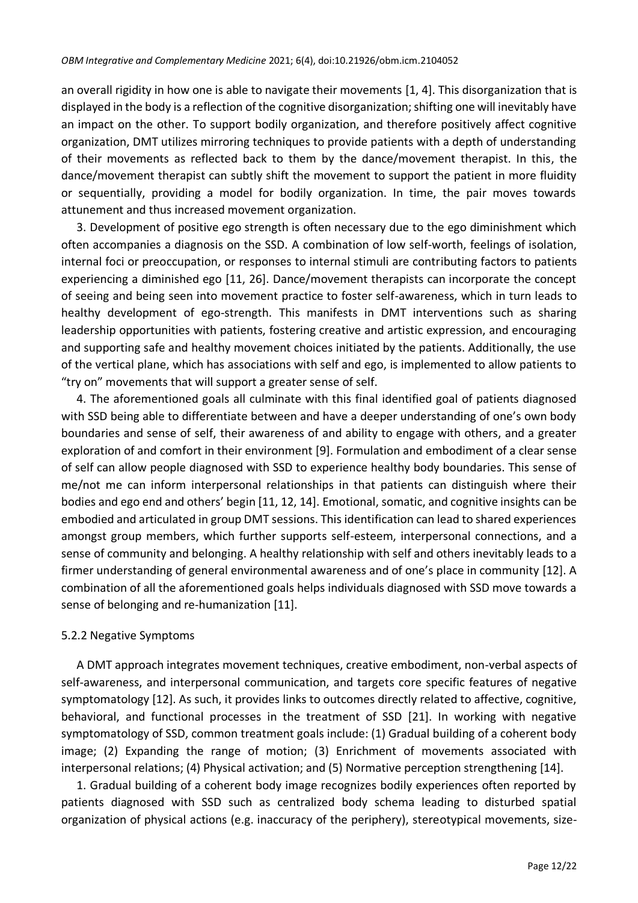an overall rigidity in how one is able to navigate their movements [1, 4]. This disorganization that is displayed in the body is a reflection of the cognitive disorganization; shifting one will inevitably have an impact on the other. To support bodily organization, and therefore positively affect cognitive organization, DMT utilizes mirroring techniques to provide patients with a depth of understanding of their movements as reflected back to them by the dance/movement therapist. In this, the dance/movement therapist can subtly shift the movement to support the patient in more fluidity or sequentially, providing a model for bodily organization. In time, the pair moves towards attunement and thus increased movement organization.

3. Development of positive ego strength is often necessary due to the ego diminishment which often accompanies a diagnosis on the SSD. A combination of low self-worth, feelings of isolation, internal foci or preoccupation, or responses to internal stimuli are contributing factors to patients experiencing a diminished ego [11, 26]. Dance/movement therapists can incorporate the concept of seeing and being seen into movement practice to foster self-awareness, which in turn leads to healthy development of ego-strength. This manifests in DMT interventions such as sharing leadership opportunities with patients, fostering creative and artistic expression, and encouraging and supporting safe and healthy movement choices initiated by the patients. Additionally, the use of the vertical plane, which has associations with self and ego, is implemented to allow patients to "try on" movements that will support a greater sense of self.

4. The aforementioned goals all culminate with this final identified goal of patients diagnosed with SSD being able to differentiate between and have a deeper understanding of one's own body boundaries and sense of self, their awareness of and ability to engage with others, and a greater exploration of and comfort in their environment [9]. Formulation and embodiment of a clear sense of self can allow people diagnosed with SSD to experience healthy body boundaries. This sense of me/not me can inform interpersonal relationships in that patients can distinguish where their bodies and ego end and others' begin [11, 12, 14]. Emotional, somatic, and cognitive insights can be embodied and articulated in group DMT sessions. This identification can lead to shared experiences amongst group members, which further supports self-esteem, interpersonal connections, and a sense of community and belonging. A healthy relationship with self and others inevitably leads to a firmer understanding of general environmental awareness and of one's place in community [12]. A combination of all the aforementioned goals helps individuals diagnosed with SSD move towards a sense of belonging and re-humanization [11].

#### 5.2.2 Negative Symptoms

A DMT approach integrates movement techniques, creative embodiment, non-verbal aspects of self-awareness, and interpersonal communication, and targets core specific features of negative symptomatology [12]. As such, it provides links to outcomes directly related to affective, cognitive, behavioral, and functional processes in the treatment of SSD [21]. In working with negative symptomatology of SSD, common treatment goals include: (1) Gradual building of a coherent body image; (2) Expanding the range of motion; (3) Enrichment of movements associated with interpersonal relations; (4) Physical activation; and (5) Normative perception strengthening [14].

1. Gradual building of a coherent body image recognizes bodily experiences often reported by patients diagnosed with SSD such as centralized body schema leading to disturbed spatial organization of physical actions (e.g. inaccuracy of the periphery), stereotypical movements, size-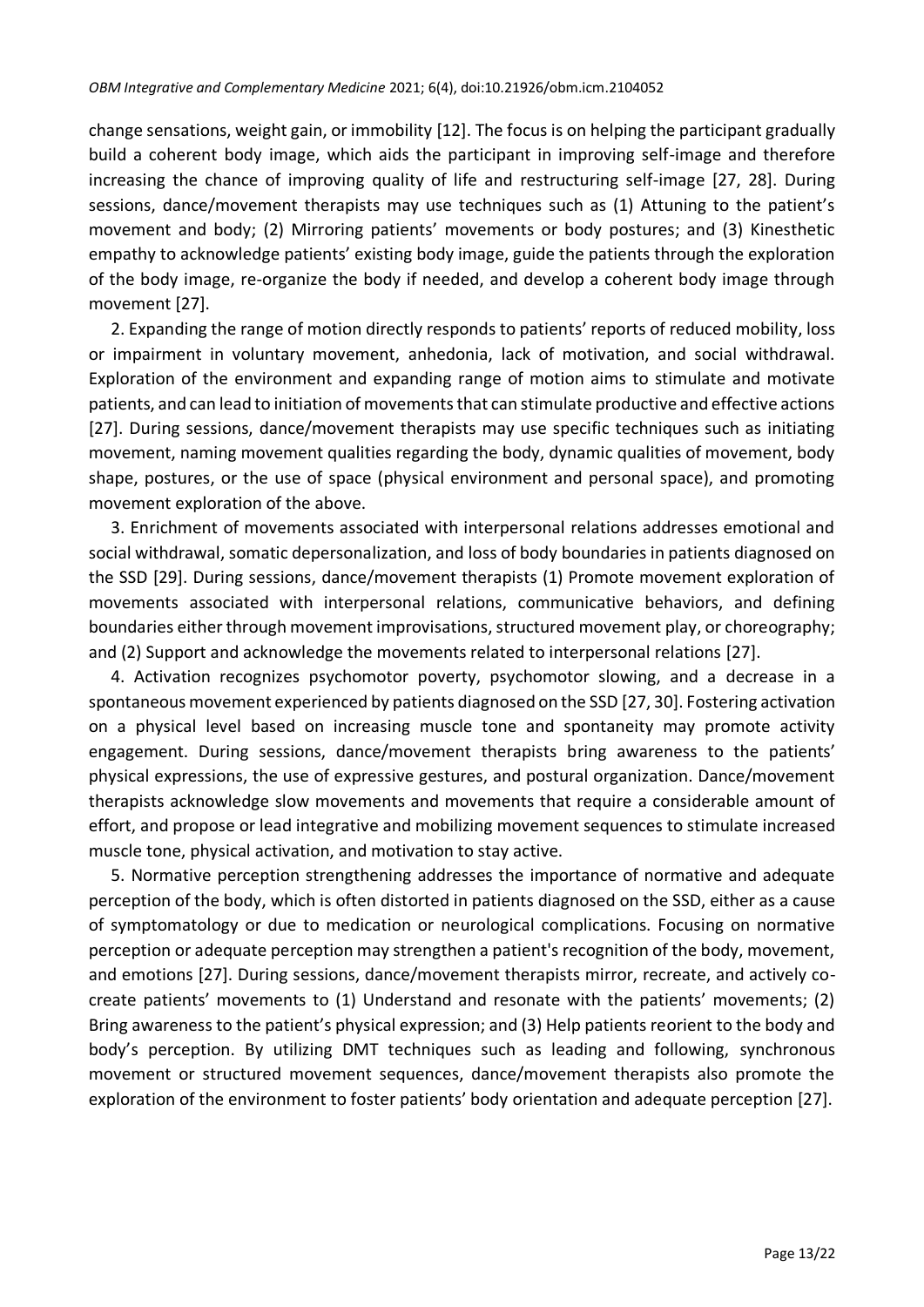change sensations, weight gain, or immobility [12]. The focus is on helping the participant gradually build a coherent body image, which aids the participant in improving self-image and therefore increasing the chance of improving quality of life and restructuring self-image [27, 28]. During sessions, dance/movement therapists may use techniques such as (1) Attuning to the patient's movement and body; (2) Mirroring patients' movements or body postures; and (3) Kinesthetic empathy to acknowledge patients' existing body image, guide the patients through the exploration of the body image, re-organize the body if needed, and develop a coherent body image through movement [27].

2. Expanding the range of motion directly responds to patients' reports of reduced mobility, loss or impairment in voluntary movement, anhedonia, lack of motivation, and social withdrawal. Exploration of the environment and expanding range of motion aims to stimulate and motivate patients, and can lead to initiation of movements that can stimulate productive and effective actions [27]. During sessions, dance/movement therapists may use specific techniques such as initiating movement, naming movement qualities regarding the body, dynamic qualities of movement, body shape, postures, or the use of space (physical environment and personal space), and promoting movement exploration of the above.

3. Enrichment of movements associated with interpersonal relations addresses emotional and social withdrawal, somatic depersonalization, and loss of body boundaries in patients diagnosed on the SSD [29]. During sessions, dance/movement therapists (1) Promote movement exploration of movements associated with interpersonal relations, communicative behaviors, and defining boundaries either through movement improvisations, structured movement play, or choreography; and (2) Support and acknowledge the movements related to interpersonal relations [27].

4. Activation recognizes psychomotor poverty, psychomotor slowing, and a decrease in a spontaneous movement experienced by patients diagnosed on the SSD [27, 30]. Fostering activation on a physical level based on increasing muscle tone and spontaneity may promote activity engagement. During sessions, dance/movement therapists bring awareness to the patients' physical expressions, the use of expressive gestures, and postural organization. Dance/movement therapists acknowledge slow movements and movements that require a considerable amount of effort, and propose or lead integrative and mobilizing movement sequences to stimulate increased muscle tone, physical activation, and motivation to stay active.

5. Normative perception strengthening addresses the importance of normative and adequate perception of the body, which is often distorted in patients diagnosed on the SSD, either as a cause of symptomatology or due to medication or neurological complications. Focusing on normative perception or adequate perception may strengthen a patient's recognition of the body, movement, and emotions [27]. During sessions, dance/movement therapists mirror, recreate, and actively co-create patients' movements to (1) Understand and resonate with the patients' movements; (2) Bring awareness to the patient's physical expression; and (3) Help patients reorient to the body and body's perception. By utilizing DMT techniques such as leading and following, synchronous movement or structured movement sequences, dance/movement therapists also promote the exploration of the environment to foster patients' body orientation and adequate perception [27].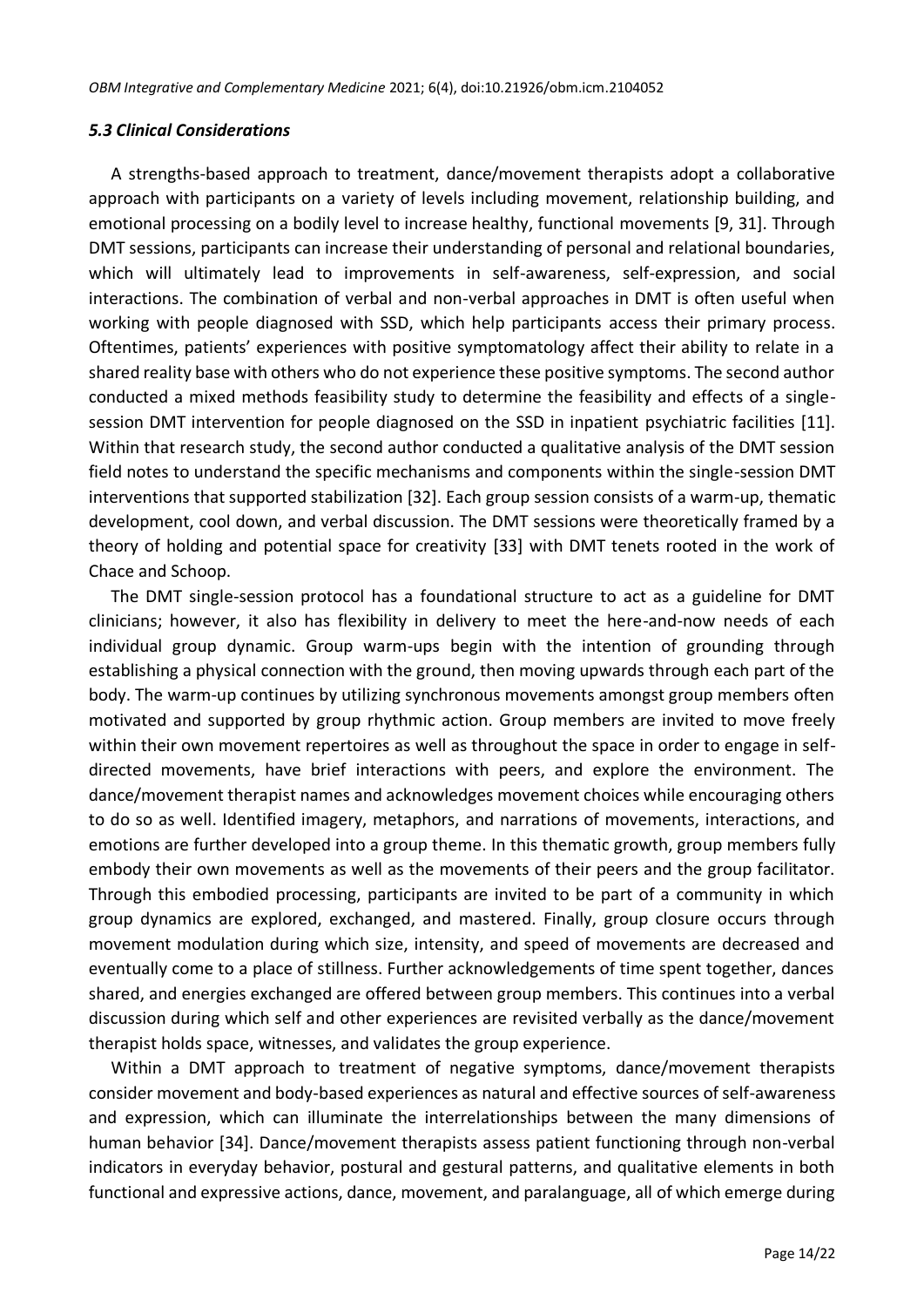### *5.3 Clinical Considerations*

A strengths-based approach to treatment, dance/movement therapists adopt a collaborative approach with participants on a variety of levels including movement, relationship building, and emotional processing on a bodily level to increase healthy, functional movements [9, 31]. Through DMT sessions, participants can increase their understanding of personal and relational boundaries, which will ultimately lead to improvements in self-awareness, self-expression, and social interactions. The combination of verbal and non-verbal approaches in DMT is often useful when working with people diagnosed with SSD, which help participants access their primary process. Oftentimes, patients' experiences with positive symptomatology affect their ability to relate in a shared reality base with others who do not experience these positive symptoms. The second author conducted a mixed methods feasibility study to determine the feasibility and effects of a single-session DMT intervention for people diagnosed on the SSD in inpatient psychiatric facilities [11]. Within that research study, the second author conducted a qualitative analysis of the DMT session field notes to understand the specific mechanisms and components within the single-session DMT interventions that supported stabilization [32]. Each group session consists of a warm-up, thematic development, cool down, and verbal discussion. The DMT sessions were theoretically framed by a theory of holding and potential space for creativity [33] with DMT tenets rooted in the work of Chace and Schoop.

The DMT single-session protocol has a foundational structure to act as a guideline for DMT clinicians; however, it also has flexibility in delivery to meet the here-and-now needs of each individual group dynamic. Group warm-ups begin with the intention of grounding through establishing a physical connection with the ground, then moving upwards through each part of the body. The warm-up continues by utilizing synchronous movements amongst group members often motivated and supported by group rhythmic action. Group members are invited to move freely within their own movement repertoires as well as throughout the space in order to engage in self-directed movements, have brief interactions with peers, and explore the environment. The dance/movement therapist names and acknowledges movement choices while encouraging others to do so as well. Identified imagery, metaphors, and narrations of movements, interactions, and emotions are further developed into a group theme. In this thematic growth, group members fully embody their own movements as well as the movements of their peers and the group facilitator. Through this embodied processing, participants are invited to be part of a community in which group dynamics are explored, exchanged, and mastered. Finally, group closure occurs through movement modulation during which size, intensity, and speed of movements are decreased and eventually come to a place of stillness. Further acknowledgements of time spent together, dances shared, and energies exchanged are offered between group members. This continues into a verbal discussion during which self and other experiences are revisited verbally as the dance/movement therapist holds space, witnesses, and validates the group experience.

Within a DMT approach to treatment of negative symptoms, dance/movement therapists consider movement and body-based experiences as natural and effective sources of self-awareness and expression, which can illuminate the interrelationships between the many dimensions of human behavior [34]. Dance/movement therapists assess patient functioning through non-verbal indicators in everyday behavior, postural and gestural patterns, and qualitative elements in both functional and expressive actions, dance, movement, and paralanguage, all of which emerge during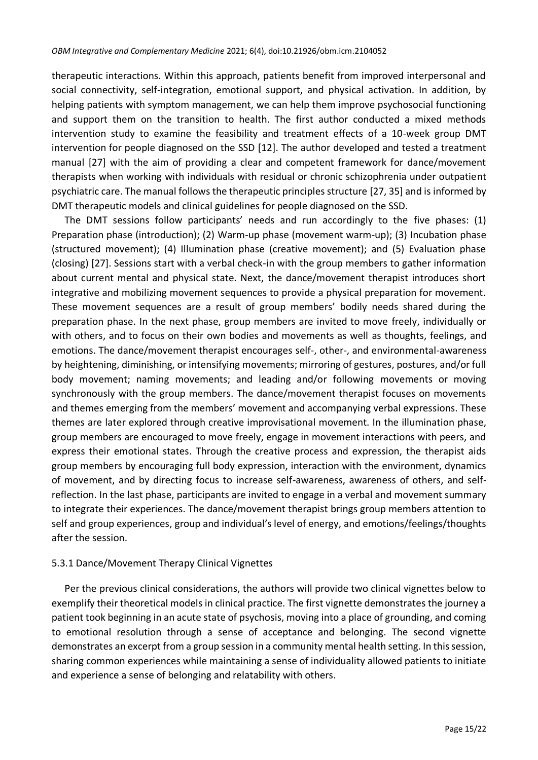therapeutic interactions. Within this approach, patients benefit from improved interpersonal and social connectivity, self-integration, emotional support, and physical activation. In addition, by helping patients with symptom management, we can help them improve psychosocial functioning and support them on the transition to health. The first author conducted a mixed methods intervention study to examine the feasibility and treatment effects of a 10-week group DMT intervention for people diagnosed on the SSD [12]. The author developed and tested a treatment manual [27] with the aim of providing a clear and competent framework for dance/movement therapists when working with individuals with residual or chronic schizophrenia under outpatient psychiatric care. The manual follows the therapeutic principles structure [27, 35] and is informed by DMT therapeutic models and clinical guidelines for people diagnosed on the SSD.

The DMT sessions follow participants' needs and run accordingly to the five phases: (1) Preparation phase (introduction); (2) Warm-up phase (movement warm-up); (3) Incubation phase (structured movement); (4) Illumination phase (creative movement); and (5) Evaluation phase (closing) [27]. Sessions start with a verbal check-in with the group members to gather information about current mental and physical state. Next, the dance/movement therapist introduces short integrative and mobilizing movement sequences to provide a physical preparation for movement. These movement sequences are a result of group members' bodily needs shared during the preparation phase. In the next phase, group members are invited to move freely, individually or with others, and to focus on their own bodies and movements as well as thoughts, feelings, and emotions. The dance/movement therapist encourages self-, other-, and environmental-awareness by heightening, diminishing, or intensifying movements; mirroring of gestures, postures, and/or full body movement; naming movements; and leading and/or following movements or moving synchronously with the group members. The dance/movement therapist focuses on movements and themes emerging from the members' movement and accompanying verbal expressions. These themes are later explored through creative improvisational movement. In the illumination phase, group members are encouraged to move freely, engage in movement interactions with peers, and express their emotional states. Through the creative process and expression, the therapist aids group members by encouraging full body expression, interaction with the environment, dynamics of movement, and by directing focus to increase self-awareness, awareness of others, and self-reflection. In the last phase, participants are invited to engage in a verbal and movement summary to integrate their experiences. The dance/movement therapist brings group members attention to self and group experiences, group and individual's level of energy, and emotions/feelings/thoughts after the session.

#### 5.3.1 Dance/Movement Therapy Clinical Vignettes

Per the previous clinical considerations, the authors will provide two clinical vignettes below to exemplify their theoretical models in clinical practice. The first vignette demonstrates the journey a patient took beginning in an acute state of psychosis, moving into a place of grounding, and coming to emotional resolution through a sense of acceptance and belonging. The second vignette demonstrates an excerpt from a group session in a community mental health setting. In this session, sharing common experiences while maintaining a sense of individuality allowed patients to initiate and experience a sense of belonging and relatability with others.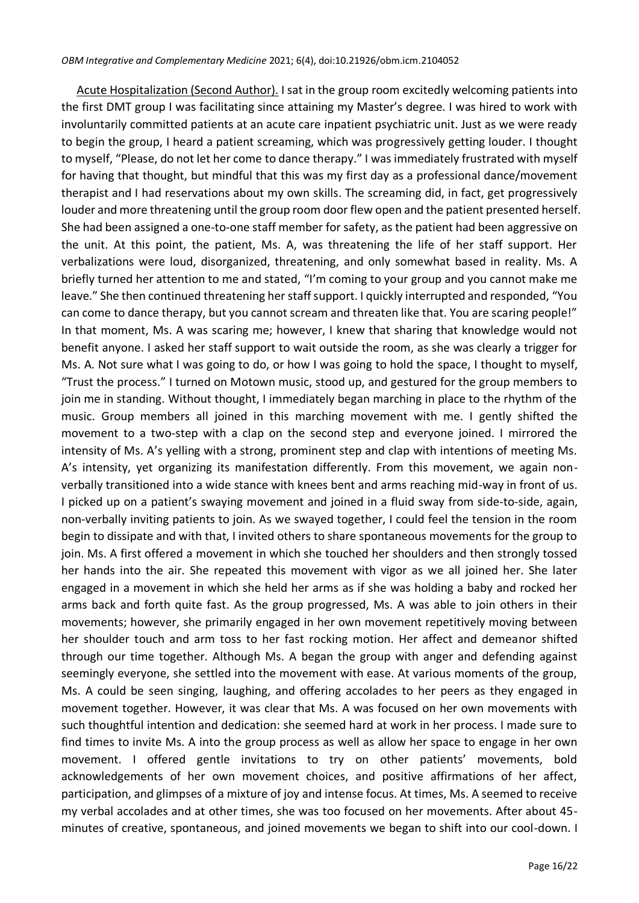Acute Hospitalization (Second Author). I sat in the group room excitedly welcoming patients into the first DMT group I was facilitating since attaining my Master's degree. I was hired to work with involuntarily committed patients at an acute care inpatient psychiatric unit. Just as we were ready to begin the group, I heard a patient screaming, which was progressively getting louder. I thought to myself, "Please, do not let her come to dance therapy." I was immediately frustrated with myself for having that thought, but mindful that this was my first day as a professional dance/movement therapist and I had reservations about my own skills. The screaming did, in fact, get progressively louder and more threatening until the group room door flew open and the patient presented herself. She had been assigned a one-to-one staff member for safety, as the patient had been aggressive on the unit. At this point, the patient, Ms. A, was threatening the life of her staff support. Her verbalizations were loud, disorganized, threatening, and only somewhat based in reality. Ms. A briefly turned her attention to me and stated, "I'm coming to your group and you cannot make me leave." She then continued threatening her staff support. I quickly interrupted and responded, "You can come to dance therapy, but you cannot scream and threaten like that. You are scaring people!" In that moment, Ms. A was scaring me; however, I knew that sharing that knowledge would not benefit anyone. I asked her staff support to wait outside the room, as she was clearly a trigger for Ms. A. Not sure what I was going to do, or how I was going to hold the space, I thought to myself, "Trust the process." I turned on Motown music, stood up, and gestured for the group members to join me in standing. Without thought, I immediately began marching in place to the rhythm of the music. Group members all joined in this marching movement with me. I gently shifted the movement to a two-step with a clap on the second step and everyone joined. I mirrored the intensity of Ms. A's yelling with a strong, prominent step and clap with intentions of meeting Ms. A's intensity, yet organizing its manifestation differently. From this movement, we again non-verbally transitioned into a wide stance with knees bent and arms reaching mid-way in front of us. I picked up on a patient's swaying movement and joined in a fluid sway from side-to-side, again, non-verbally inviting patients to join. As we swayed together, I could feel the tension in the room begin to dissipate and with that, I invited others to share spontaneous movements for the group to join. Ms. A first offered a movement in which she touched her shoulders and then strongly tossed her hands into the air. She repeated this movement with vigor as we all joined her. She later engaged in a movement in which she held her arms as if she was holding a baby and rocked her arms back and forth quite fast. As the group progressed, Ms. A was able to join others in their movements; however, she primarily engaged in her own movement repetitively moving between her shoulder touch and arm toss to her fast rocking motion. Her affect and demeanor shifted through our time together. Although Ms. A began the group with anger and defending against seemingly everyone, she settled into the movement with ease. At various moments of the group, Ms. A could be seen singing, laughing, and offering accolades to her peers as they engaged in movement together. However, it was clear that Ms. A was focused on her own movements with such thoughtful intention and dedication: she seemed hard at work in her process. I made sure to find times to invite Ms. A into the group process as well as allow her space to engage in her own movement. I offered gentle invitations to try on other patients' movements, bold acknowledgements of her own movement choices, and positive affirmations of her affect, participation, and glimpses of a mixture of joy and intense focus. At times, Ms. A seemed to receive my verbal accolades and at other times, she was too focused on her movements. After about 45-minutes of creative, spontaneous, and joined movements we began to shift into our cool-down. I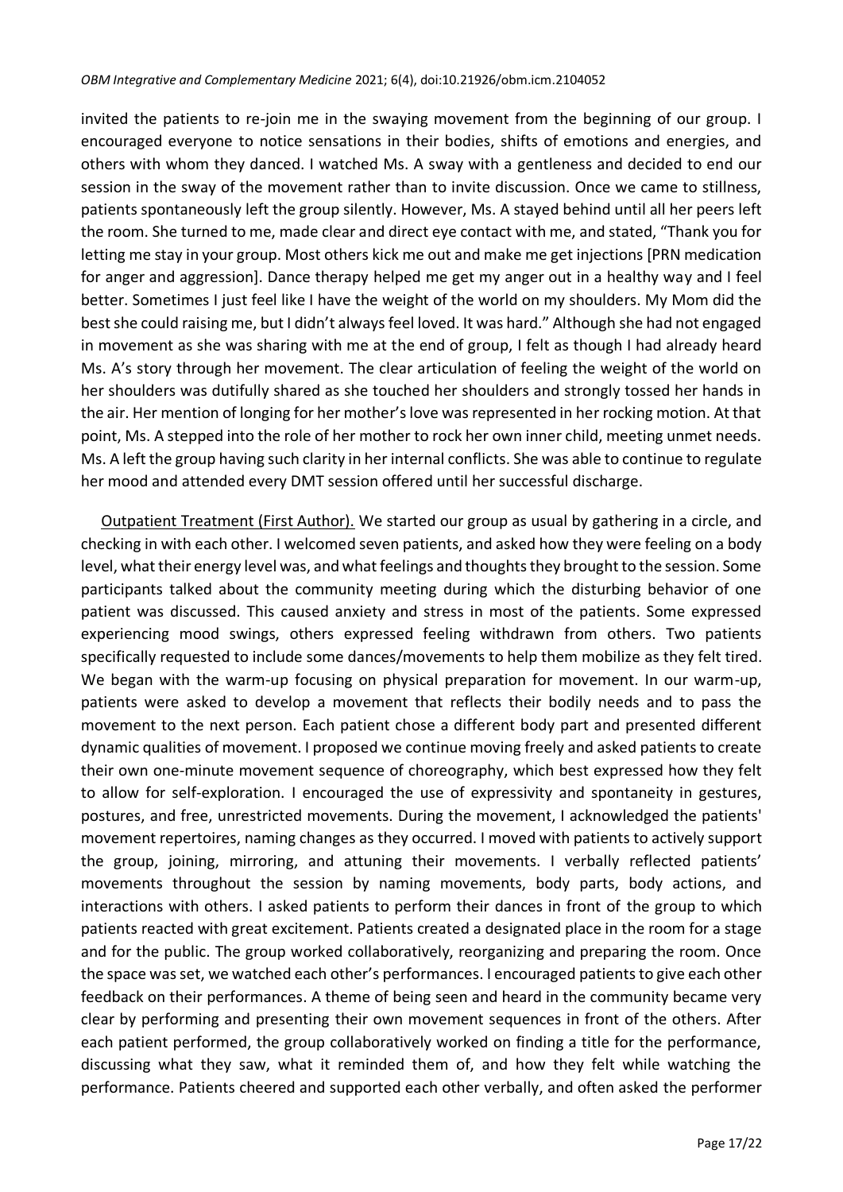invited the patients to re-join me in the swaying movement from the beginning of our group. I encouraged everyone to notice sensations in their bodies, shifts of emotions and energies, and others with whom they danced. I watched Ms. A sway with a gentleness and decided to end our session in the sway of the movement rather than to invite discussion. Once we came to stillness, patients spontaneously left the group silently. However, Ms. A stayed behind until all her peers left the room. She turned to me, made clear and direct eye contact with me, and stated, "Thank you for letting me stay in your group. Most others kick me out and make me get injections [PRN medication for anger and aggression]. Dance therapy helped me get my anger out in a healthy way and I feel better. Sometimes I just feel like I have the weight of the world on my shoulders. My Mom did the best she could raising me, but I didn't always feel loved. It was hard." Although she had not engaged in movement as she was sharing with me at the end of group, I felt as though I had already heard Ms. A's story through her movement. The clear articulation of feeling the weight of the world on her shoulders was dutifully shared as she touched her shoulders and strongly tossed her hands in the air. Her mention of longing for her mother's love was represented in her rocking motion. At that point, Ms. A stepped into the role of her mother to rock her own inner child, meeting unmet needs. Ms. A left the group having such clarity in her internal conflicts. She was able to continue to regulate her mood and attended every DMT session offered until her successful discharge.

<u>Outpatient Treatment (First Author).</u> We started our group as usual by gathering in a circle, and checking in with each other. I welcomed seven patients, and asked how they were feeling on a body level, what their energy level was, and what feelings and thoughts they brought to the session. Some participants talked about the community meeting during which the disturbing behavior of one patient was discussed. This caused anxiety and stress in most of the patients. Some expressed experiencing mood swings, others expressed feeling withdrawn from others. Two patients specifically requested to include some dances/movements to help them mobilize as they felt tired. We began with the warm-up focusing on physical preparation for movement. In our warm-up, patients were asked to develop a movement that reflects their bodily needs and to pass the movement to the next person. Each patient chose a different body part and presented different dynamic qualities of movement. I proposed we continue moving freely and asked patients to create their own one-minute movement sequence of choreography, which best expressed how they felt to allow for self-exploration. I encouraged the use of expressivity and spontaneity in gestures, postures, and free, unrestricted movements. During the movement, I acknowledged the patients' movement repertoires, naming changes as they occurred. I moved with patients to actively support the group, joining, mirroring, and attuning their movements. I verbally reflected patients' movements throughout the session by naming movements, body parts, body actions, and interactions with others. I asked patients to perform their dances in front of the group to which patients reacted with great excitement. Patients created a designated place in the room for a stage and for the public. The group worked collaboratively, reorganizing and preparing the room. Once the space was set, we watched each other's performances. I encouraged patients to give each other feedback on their performances. A theme of being seen and heard in the community became very clear by performing and presenting their own movement sequences in front of the others. After each patient performed, the group collaboratively worked on finding a title for the performance, discussing what they saw, what it reminded them of, and how they felt while watching the performance. Patients cheered and supported each other verbally, and often asked the performer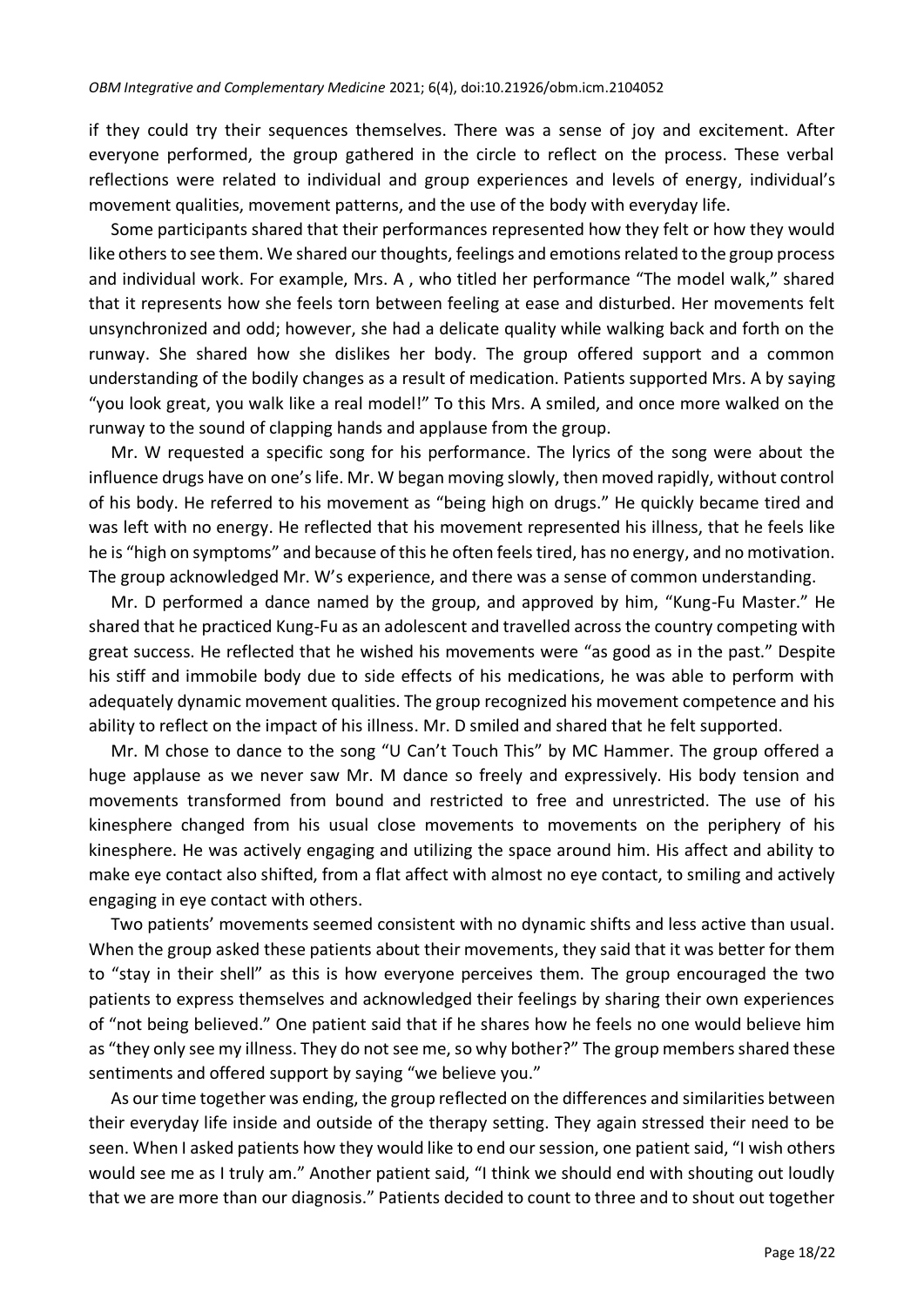if they could try their sequences themselves. There was a sense of joy and excitement. After everyone performed, the group gathered in the circle to reflect on the process. These verbal reflections were related to individual and group experiences and levels of energy, individual's movement qualities, movement patterns, and the use of the body with everyday life.

Some participants shared that their performances represented how they felt or how they would like others to see them. We shared our thoughts, feelings and emotions related to the group process and individual work. For example, Mrs. A , who titled her performance "The model walk," shared that it represents how she feels torn between feeling at ease and disturbed. Her movements felt unsynchronized and odd; however, she had a delicate quality while walking back and forth on the runway. She shared how she dislikes her body. The group offered support and a common understanding of the bodily changes as a result of medication. Patients supported Mrs. A by saying "you look great, you walk like a real model!" To this Mrs. A smiled, and once more walked on the runway to the sound of clapping hands and applause from the group.

Mr. W requested a specific song for his performance. The lyrics of the song were about the influence drugs have on one's life. Mr. W began moving slowly, then moved rapidly, without control of his body. He referred to his movement as "being high on drugs." He quickly became tired and was left with no energy. He reflected that his movement represented his illness, that he feels like he is "high on symptoms" and because of this he often feels tired, has no energy, and no motivation. The group acknowledged Mr. W's experience, and there was a sense of common understanding.

Mr. D performed a dance named by the group, and approved by him, "Kung-Fu Master." He shared that he practiced Kung-Fu as an adolescent and travelled across the country competing with great success. He reflected that he wished his movements were "as good as in the past." Despite his stiff and immobile body due to side effects of his medications, he was able to perform with adequately dynamic movement qualities. The group recognized his movement competence and his ability to reflect on the impact of his illness. Mr. D smiled and shared that he felt supported.

Mr. M chose to dance to the song "U Can't Touch This" by MC Hammer. The group offered a huge applause as we never saw Mr. M dance so freely and expressively. His body tension and movements transformed from bound and restricted to free and unrestricted. The use of his kinesphere changed from his usual close movements to movements on the periphery of his kinesphere. He was actively engaging and utilizing the space around him. His affect and ability to make eye contact also shifted, from a flat affect with almost no eye contact, to smiling and actively engaging in eye contact with others.

Two patients' movements seemed consistent with no dynamic shifts and less active than usual. When the group asked these patients about their movements, they said that it was better for them to "stay in their shell" as this is how everyone perceives them. The group encouraged the two patients to express themselves and acknowledged their feelings by sharing their own experiences of "not being believed." One patient said that if he shares how he feels no one would believe him as "they only see my illness. They do not see me, so why bother?" The group members shared these sentiments and offered support by saying "we believe you."

As our time together was ending, the group reflected on the differences and similarities between their everyday life inside and outside of the therapy setting. They again stressed their need to be seen. When I asked patients how they would like to end our session, one patient said, "I wish others would see me as I truly am." Another patient said, "I think we should end with shouting out loudly that we are more than our diagnosis." Patients decided to count to three and to shout out together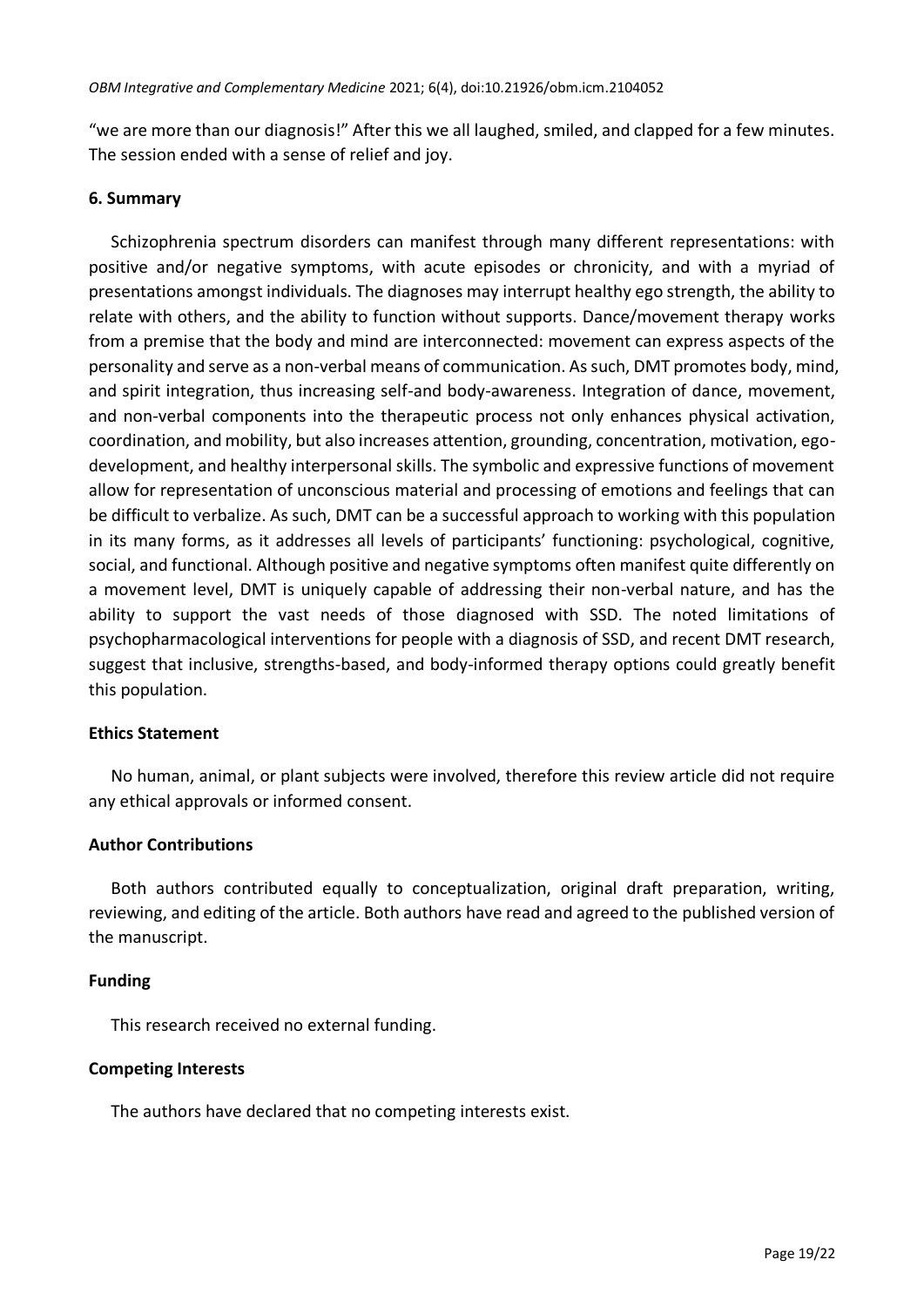"we are more than our diagnosis!" After this we all laughed, smiled, and clapped for a few minutes. The session ended with a sense of relief and joy.

## 6. Summary

Schizophrenia spectrum disorders can manifest through many different representations: with positive and/or negative symptoms, with acute episodes or chronicity, and with a myriad of presentations amongst individuals. The diagnoses may interrupt healthy ego strength, the ability to relate with others, and the ability to function without supports. Dance/movement therapy works from a premise that the body and mind are interconnected: movement can express aspects of the personality and serve as a non-verbal means of communication. As such, DMT promotes body, mind, and spirit integration, thus increasing self-and body-awareness. Integration of dance, movement, and non-verbal components into the therapeutic process not only enhances physical activation, coordination, and mobility, but also increases attention, grounding, concentration, motivation, ego-development, and healthy interpersonal skills. The symbolic and expressive functions of movement allow for representation of unconscious material and processing of emotions and feelings that can be difficult to verbalize. As such, DMT can be a successful approach to working with this population in its many forms, as it addresses all levels of participants' functioning: psychological, cognitive, social, and functional. Although positive and negative symptoms often manifest quite differently on a movement level, DMT is uniquely capable of addressing their non-verbal nature, and has the ability to support the vast needs of those diagnosed with SSD. The noted limitations of psychopharmacological interventions for people with a diagnosis of SSD, and recent DMT research, suggest that inclusive, strengths-based, and body-informed therapy options could greatly benefit this population.

## Ethics Statement

No human, animal, or plant subjects were involved, therefore this review article did not require any ethical approvals or informed consent.

## Author Contributions

Both authors contributed equally to conceptualization, original draft preparation, writing, reviewing, and editing of the article. Both authors have read and agreed to the published version of the manuscript.

## Funding

This research received no external funding.

## Competing Interests

The authors have declared that no competing interests exist.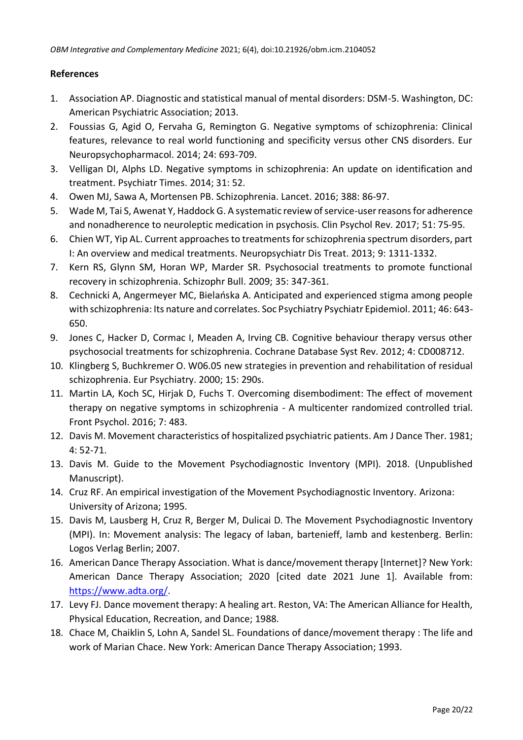## References

1. Association AP. Diagnostic and statistical manual of mental disorders: DSM-5. Washington, DC: American Psychiatric Association; 2013.
2. Foussias G, Agid O, Fervaha G, Remington G. Negative symptoms of schizophrenia: Clinical features, relevance to real world functioning and specificity versus other CNS disorders. Eur Neuropsychopharmacol. 2014; 24: 693-709.
3. Velligan DI, Alphs LD. Negative symptoms in schizophrenia: An update on identification and treatment. Psychiatr Times. 2014; 31: 52.
4. Owen MJ, Sawa A, Mortensen PB. Schizophrenia. Lancet. 2016; 388: 86-97.
5. Wade M, Tai S, Awenat Y, Haddock G. A systematic review of service-user reasons for adherence and nonadherence to neuroleptic medication in psychosis. Clin Psychol Rev. 2017; 51: 75-95.
6. Chien WT, Yip AL. Current approaches to treatments for schizophrenia spectrum disorders, part I: An overview and medical treatments. Neuropsychiatr Dis Treat. 2013; 9: 1311-1332.
7. Kern RS, Glynn SM, Horan WP, Marder SR. Psychosocial treatments to promote functional recovery in schizophrenia. Schizophr Bull. 2009; 35: 347-361.
8. Cechnicki A, Angermeyer MC, Bielańska A. Anticipated and experienced stigma among people with schizophrenia: Its nature and correlates. Soc Psychiatry Psychiatr Epidemiol. 2011; 46: 643-650.
9. Jones C, Hacker D, Cormac I, Meaden A, Irving CB. Cognitive behaviour therapy versus other psychosocial treatments for schizophrenia. Cochrane Database Syst Rev. 2012; 4: CD008712.
10. Klingberg S, Buchkremer O. W06.05 new strategies in prevention and rehabilitation of residual schizophrenia. Eur Psychiatry. 2000; 15: 290s.
11. Martin LA, Koch SC, Hirjak D, Fuchs T. Overcoming disembodiment: The effect of movement therapy on negative symptoms in schizophrenia - A multicenter randomized controlled trial. Front Psychol. 2016; 7: 483.
12. Davis M. Movement characteristics of hospitalized psychiatric patients. Am J Dance Ther. 1981; 4: 52-71.
13. Davis M. Guide to the Movement Psychodiagnostic Inventory (MPI). 2018. (Unpublished Manuscript).
14. Cruz RF. An empirical investigation of the Movement Psychodiagnostic Inventory. Arizona: University of Arizona; 1995.
15. Davis M, Lausberg H, Cruz R, Berger M, Dulicai D. The Movement Psychodiagnostic Inventory (MPI). In: Movement analysis: The legacy of laban, bartenieff, lamb and kestenberg. Berlin: Logos Verlag Berlin; 2007.
16. American Dance Therapy Association. What is dance/movement therapy [Internet]? New York: American Dance Therapy Association; 2020 [cited date 2021 June 1]. Available from: https://www.adta.org/.
17. Levy FJ. Dance movement therapy: A healing art. Reston, VA: The American Alliance for Health, Physical Education, Recreation, and Dance; 1988.
18. Chace M, Chaiklin S, Lohn A, Sandel SL. Foundations of dance/movement therapy : The life and work of Marian Chace. New York: American Dance Therapy Association; 1993.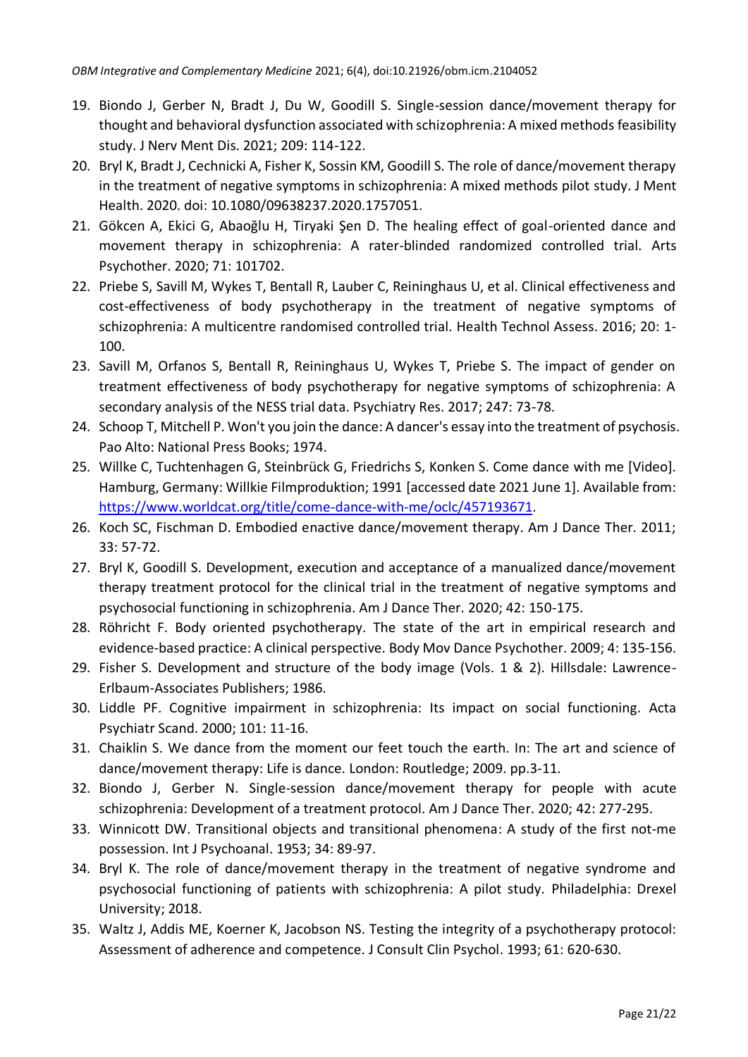19. Biondo J, Gerber N, Bradt J, Du W, Goodill S. Single-session dance/movement therapy for thought and behavioral dysfunction associated with schizophrenia: A mixed methods feasibility study. J Nerv Ment Dis. 2021; 209: 114-122.
20. Bryl K, Bradt J, Cechnicki A, Fisher K, Sossin KM, Goodill S. The role of dance/movement therapy in the treatment of negative symptoms in schizophrenia: A mixed methods pilot study. J Ment Health. 2020. doi: 10.1080/09638237.2020.1757051.
21. Gökcen A, Ekici G, Abaoğlu H, Tiryaki Şen D. The healing effect of goal-oriented dance and movement therapy in schizophrenia: A rater-blinded randomized controlled trial. Arts Psychother. 2020; 71: 101702.
22. Priebe S, Savill M, Wykes T, Bentall R, Lauber C, Reininghaus U, et al. Clinical effectiveness and cost-effectiveness of body psychotherapy in the treatment of negative symptoms of schizophrenia: A multicentre randomised controlled trial. Health Technol Assess. 2016; 20: 1-100.
23. Savill M, Orfanos S, Bentall R, Reininghaus U, Wykes T, Priebe S. The impact of gender on treatment effectiveness of body psychotherapy for negative symptoms of schizophrenia: A secondary analysis of the NESS trial data. Psychiatry Res. 2017; 247: 73-78.
24. Schoop T, Mitchell P. Won't you join the dance: A dancer's essay into the treatment of psychosis. Pao Alto: National Press Books; 1974.
25. Willke C, Tuchtenhagen G, Steinbrück G, Friedrichs S, Konken S. Come dance with me [Video]. Hamburg, Germany: Willkie Filmproduktion; 1991 [accessed date 2021 June 1]. Available from: [https://www.worldcat.org/title/come-dance-with-me/oclc/457193671](https://www.worldcat.org/title/come-dance-with-me/oclc/457193671).
26. Koch SC, Fischman D. Embodied enactive dance/movement therapy. Am J Dance Ther. 2011; 33: 57-72.
27. Bryl K, Goodill S. Development, execution and acceptance of a manualized dance/movement therapy treatment protocol for the clinical trial in the treatment of negative symptoms and psychosocial functioning in schizophrenia. Am J Dance Ther. 2020; 42: 150-175.
28. Röhricht F. Body oriented psychotherapy. The state of the art in empirical research and evidence-based practice: A clinical perspective. Body Mov Dance Psychother. 2009; 4: 135-156.
29. Fisher S. Development and structure of the body image (Vols. 1 & 2). Hillsdale: Lawrence-Erlbaum-Associates Publishers; 1986.
30. Liddle PF. Cognitive impairment in schizophrenia: Its impact on social functioning. Acta Psychiatr Scand. 2000; 101: 11-16.
31. Chaiklin S. We dance from the moment our feet touch the earth. In: The art and science of dance/movement therapy: Life is dance. London: Routledge; 2009. pp.3-11.
32. Biondo J, Gerber N. Single-session dance/movement therapy for people with acute schizophrenia: Development of a treatment protocol. Am J Dance Ther. 2020; 42: 277-295.
33. Winnicott DW. Transitional objects and transitional phenomena: A study of the first not-me possession. Int J Psychoanal. 1953; 34: 89-97.
34. Bryl K. The role of dance/movement therapy in the treatment of negative syndrome and psychosocial functioning of patients with schizophrenia: A pilot study. Philadelphia: Drexel University; 2018.
35. Waltz J, Addis ME, Koerner K, Jacobson NS. Testing the integrity of a psychotherapy protocol: Assessment of adherence and competence. J Consult Clin Psychol. 1993; 61: 620-630.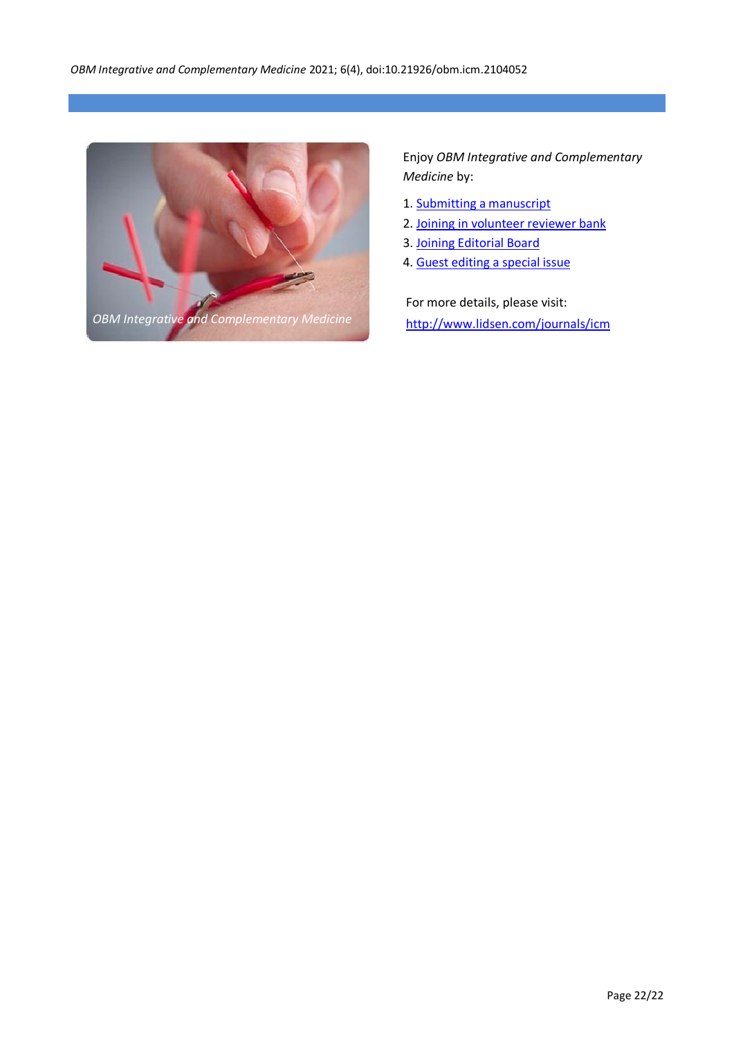Enjoy *OBM Integrative and Complementary Medicine* by:

1. Submitting a manuscript
2. Joining in volunteer reviewer bank
3. Joining Editorial Board
4. Guest editing a special issue

For more details, please visit:
http://www.lidsen.com/journals/icm